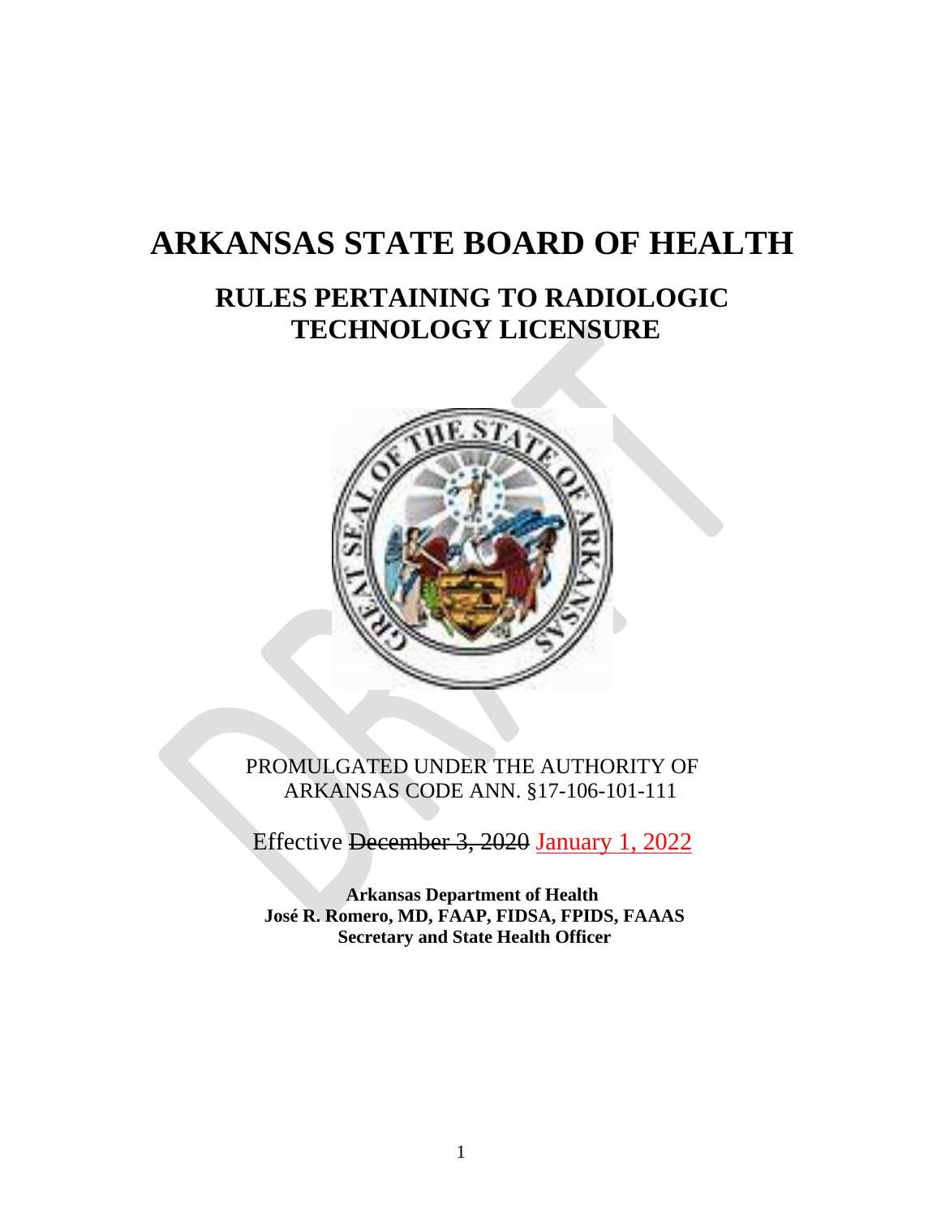# ARKANSAS STATE BOARD OF HEALTH

## RULES PERTAINING TO RADIOLOGIC TECHNOLOGY LICENSURE

PROMULGATED UNDER THE AUTHORITY OF ARKANSAS CODE ANN. §17-106-101-111

Effective ~~December 3, 2020~~ January 1, 2022

**Arkansas Department of Health**
**José R. Romero, MD, FAAP, FIDSA, FPIDS, FAAAS**
**Secretary and State Health Officer**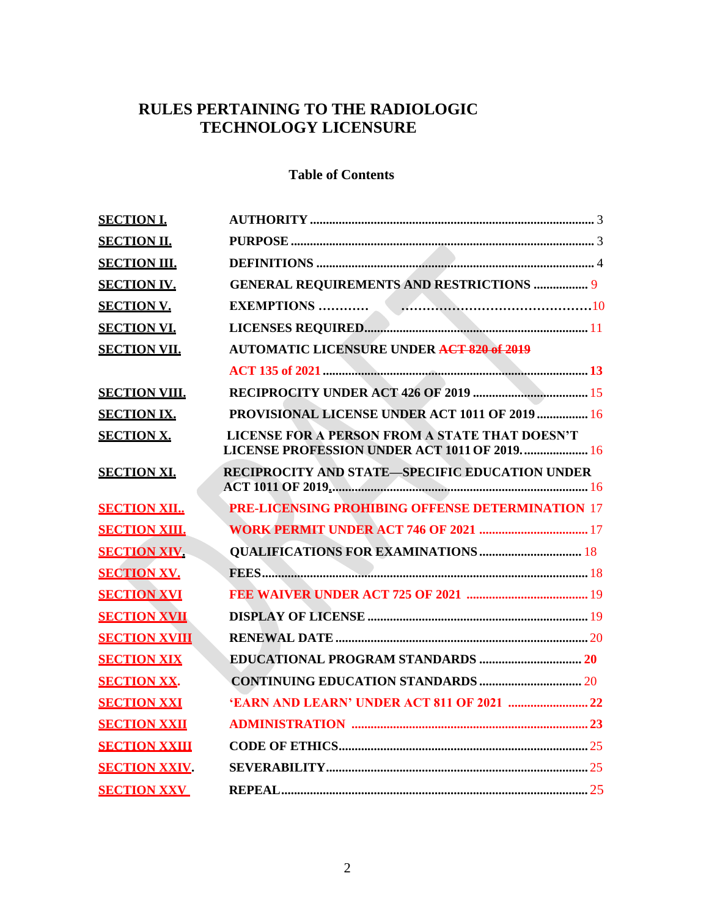# RULES PERTAINING TO THE RADIOLOGIC TECHNOLOGY LICENSURE

## Table of Contents

| | | |
|---|---|---|
| SECTION I. | AUTHORITY | 3 |
| SECTION II. | PURPOSE | 3 |
| SECTION III. | DEFINITIONS | 4 |
| SECTION IV. | GENERAL REQUIREMENTS AND RESTRICTIONS | 9 |
| SECTION V. | EXEMPTIONS | 10 |
| SECTION VI. | LICENSES REQUIRED | 11 |
| SECTION VII. | AUTOMATIC LICENSURE UNDER ~~ACT 820 of 2019~~ ACT 135 of 2021 | 13 |
| SECTION VIII. | RECIPROCITY UNDER ACT 426 OF 2019 | 15 |
| SECTION IX. | PROVISIONAL LICENSE UNDER ACT 1011 OF 2019 | 16 |
| SECTION X. | LICENSE FOR A PERSON FROM A STATE THAT DOESN'T LICENSE PROFESSION UNDER ACT 1011 OF 2019. | 16 |
| SECTION XI. | RECIPROCITY AND STATE—SPECIFIC EDUCATION UNDER ACT 1011 OF 2019. | 16 |
| SECTION XII.. | PRE-LICENSING PROHIBING OFFENSE DETERMINATION | 17 |
| SECTION XIII. | WORK PERMIT UNDER ACT 746 OF 2021 | 17 |
| SECTION XIV. | QUALIFICATIONS FOR EXAMINATIONS | 18 |
| SECTION XV. | FEES | 18 |
| SECTION XVI | FEE WAIVER UNDER ACT 725 OF 2021 | 19 |
| SECTION XVII | DISPLAY OF LICENSE | 19 |
| SECTION XVIII | RENEWAL DATE | 20 |
| SECTION XIX | EDUCATIONAL PROGRAM STANDARDS | 20 |
| SECTION XX. | CONTINUING EDUCATION STANDARDS | 20 |
| SECTION XXI | 'EARN AND LEARN' UNDER ACT 811 OF 2021 | 22 |
| SECTION XXII | ADMINISTRATION | 23 |
| SECTION XXIII | CODE OF ETHICS | 25 |
| SECTION XXIV. | SEVERABILITY | 25 |
| SECTION XXV | REPEAL | 25 |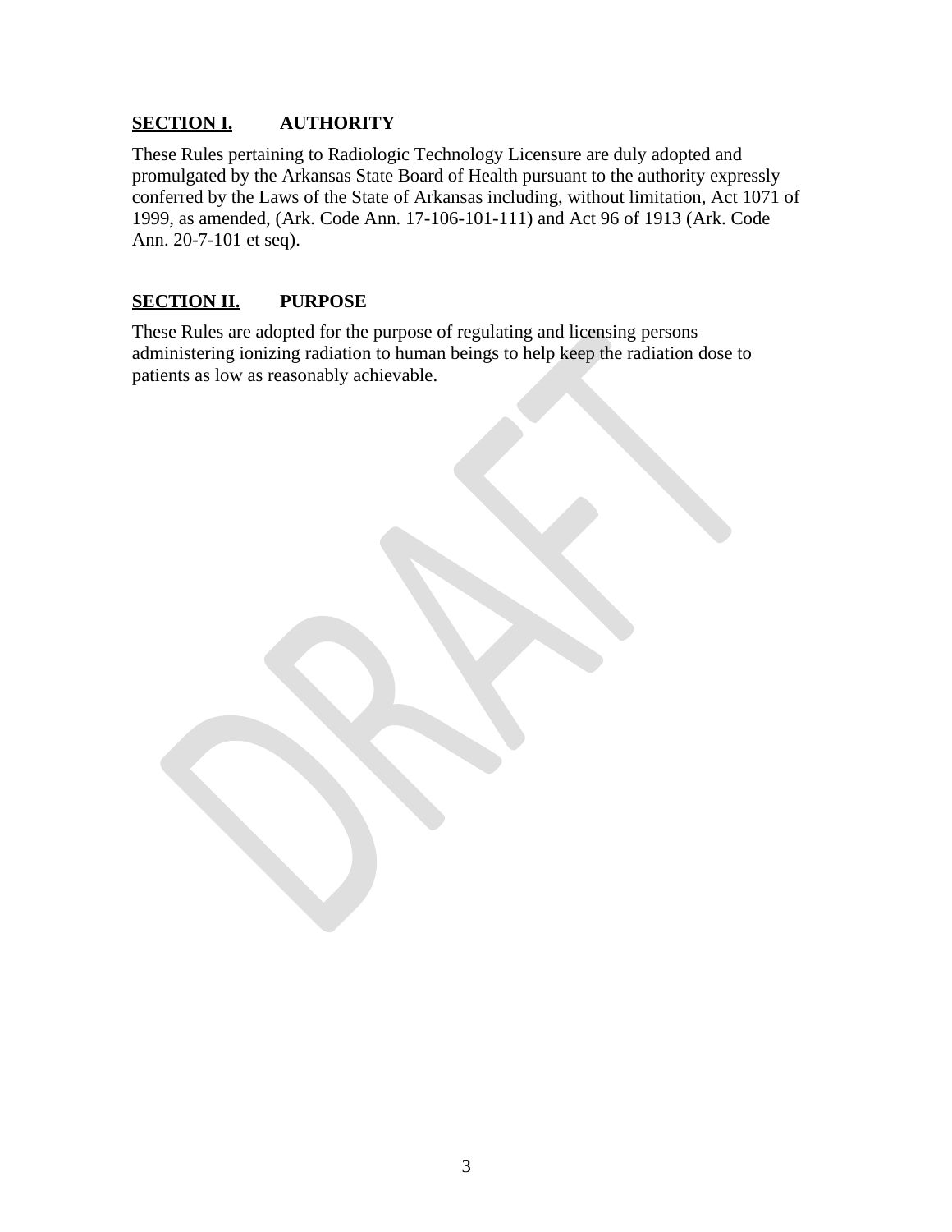## SECTION I. AUTHORITY

These Rules pertaining to Radiologic Technology Licensure are duly adopted and promulgated by the Arkansas State Board of Health pursuant to the authority expressly conferred by the Laws of the State of Arkansas including, without limitation, Act 1071 of 1999, as amended, (Ark. Code Ann. 17-106-101-111) and Act 96 of 1913 (Ark. Code Ann. 20-7-101 et seq).

## SECTION II. PURPOSE

These Rules are adopted for the purpose of regulating and licensing persons administering ionizing radiation to human beings to help keep the radiation dose to patients as low as reasonably achievable.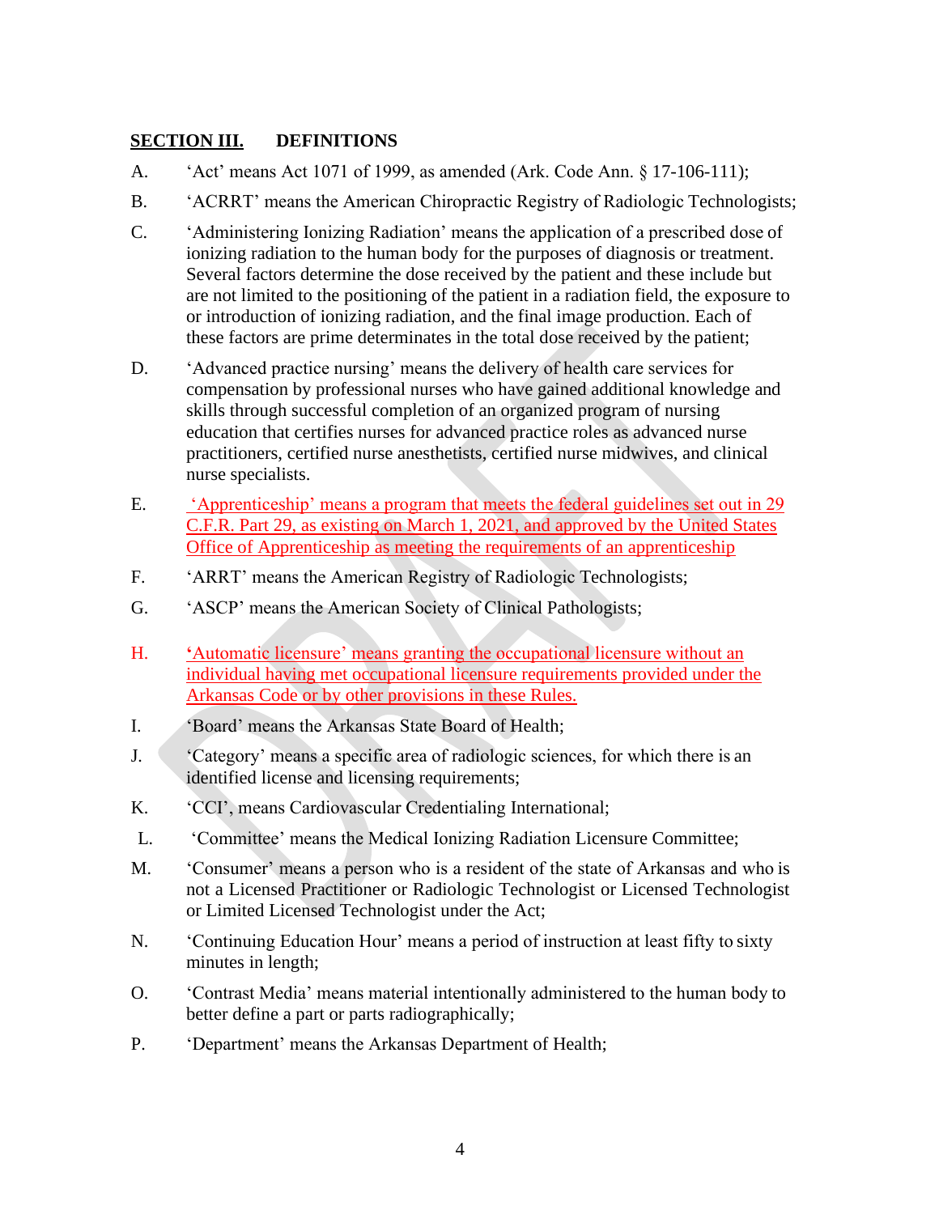## SECTION III. DEFINITIONS

A. 'Act' means Act 1071 of 1999, as amended (Ark. Code Ann. § 17-106-111);

B. 'ACRRT' means the American Chiropractic Registry of Radiologic Technologists;

C. 'Administering Ionizing Radiation' means the application of a prescribed dose of ionizing radiation to the human body for the purposes of diagnosis or treatment. Several factors determine the dose received by the patient and these include but are not limited to the positioning of the patient in a radiation field, the exposure to or introduction of ionizing radiation, and the final image production. Each of these factors are prime determinates in the total dose received by the patient;

D. 'Advanced practice nursing' means the delivery of health care services for compensation by professional nurses who have gained additional knowledge and skills through successful completion of an organized program of nursing education that certifies nurses for advanced practice roles as advanced nurse practitioners, certified nurse anesthetists, certified nurse midwives, and clinical nurse specialists.

E. 'Apprenticeship' means a program that meets the federal guidelines set out in 29 C.F.R. Part 29, as existing on March 1, 2021, and approved by the United States Office of Apprenticeship as meeting the requirements of an apprenticeship

F. 'ARRT' means the American Registry of Radiologic Technologists;

G. 'ASCP' means the American Society of Clinical Pathologists;

H. 'Automatic licensure' means granting the occupational licensure without an individual having met occupational licensure requirements provided under the Arkansas Code or by other provisions in these Rules.

I. 'Board' means the Arkansas State Board of Health;

J. 'Category' means a specific area of radiologic sciences, for which there is an identified license and licensing requirements;

K. 'CCI', means Cardiovascular Credentialing International;

L. 'Committee' means the Medical Ionizing Radiation Licensure Committee;

M. 'Consumer' means a person who is a resident of the state of Arkansas and who is not a Licensed Practitioner or Radiologic Technologist or Licensed Technologist or Limited Licensed Technologist under the Act;

N. 'Continuing Education Hour' means a period of instruction at least fifty to sixty minutes in length;

O. 'Contrast Media' means material intentionally administered to the human body to better define a part or parts radiographically;

P. 'Department' means the Arkansas Department of Health;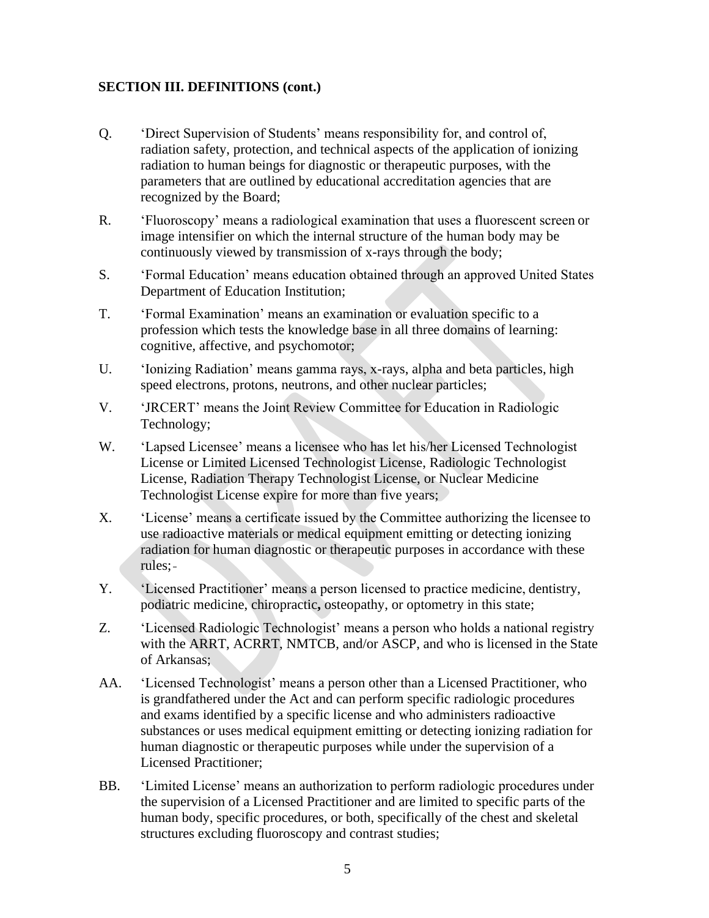**SECTION III. DEFINITIONS (cont.)**

Q. 'Direct Supervision of Students' means responsibility for, and control of, radiation safety, protection, and technical aspects of the application of ionizing radiation to human beings for diagnostic or therapeutic purposes, with the parameters that are outlined by educational accreditation agencies that are recognized by the Board;

R. 'Fluoroscopy' means a radiological examination that uses a fluorescent screen or image intensifier on which the internal structure of the human body may be continuously viewed by transmission of x-rays through the body;

S. 'Formal Education' means education obtained through an approved United States Department of Education Institution;

T. 'Formal Examination' means an examination or evaluation specific to a profession which tests the knowledge base in all three domains of learning: cognitive, affective, and psychomotor;

U. 'Ionizing Radiation' means gamma rays, x-rays, alpha and beta particles, high speed electrons, protons, neutrons, and other nuclear particles;

V. 'JRCERT' means the Joint Review Committee for Education in Radiologic Technology;

W. 'Lapsed Licensee' means a licensee who has let his/her Licensed Technologist License or Limited Licensed Technologist License, Radiologic Technologist License, Radiation Therapy Technologist License, or Nuclear Medicine Technologist License expire for more than five years;

X. 'License' means a certificate issued by the Committee authorizing the licensee to use radioactive materials or medical equipment emitting or detecting ionizing radiation for human diagnostic or therapeutic purposes in accordance with these rules;

Y. 'Licensed Practitioner' means a person licensed to practice medicine, dentistry, podiatric medicine, chiropractic, osteopathy, or optometry in this state;

Z. 'Licensed Radiologic Technologist' means a person who holds a national registry with the ARRT, ACRRT, NMTCB, and/or ASCP, and who is licensed in the State of Arkansas;

AA. 'Licensed Technologist' means a person other than a Licensed Practitioner, who is grandfathered under the Act and can perform specific radiologic procedures and exams identified by a specific license and who administers radioactive substances or uses medical equipment emitting or detecting ionizing radiation for human diagnostic or therapeutic purposes while under the supervision of a Licensed Practitioner;

BB. 'Limited License' means an authorization to perform radiologic procedures under the supervision of a Licensed Practitioner and are limited to specific parts of the human body, specific procedures, or both, specifically of the chest and skeletal structures excluding fluoroscopy and contrast studies;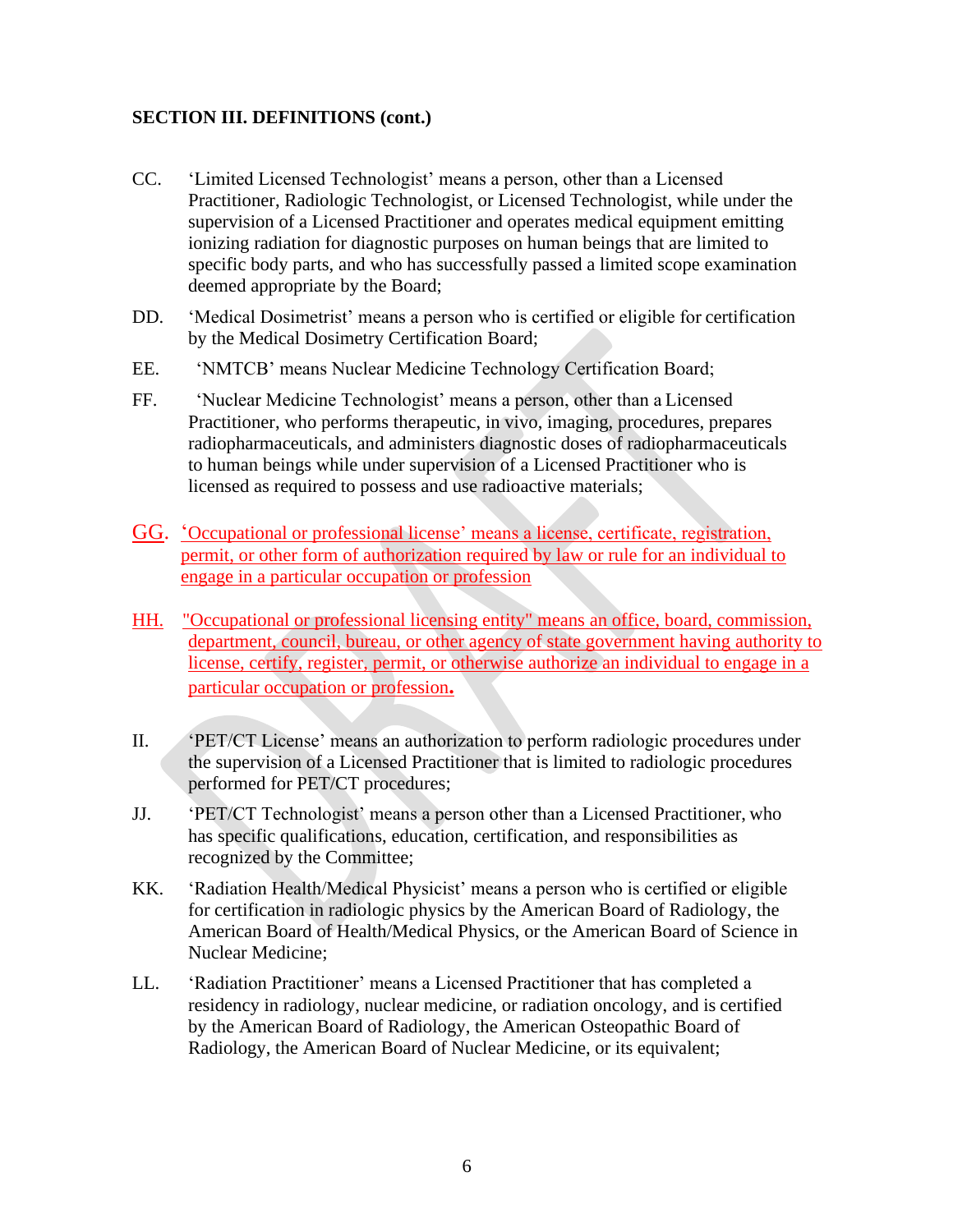**SECTION III. DEFINITIONS (cont.)**

CC. 'Limited Licensed Technologist' means a person, other than a Licensed Practitioner, Radiologic Technologist, or Licensed Technologist, while under the supervision of a Licensed Practitioner and operates medical equipment emitting ionizing radiation for diagnostic purposes on human beings that are limited to specific body parts, and who has successfully passed a limited scope examination deemed appropriate by the Board;

DD. 'Medical Dosimetrist' means a person who is certified or eligible for certification by the Medical Dosimetry Certification Board;

EE. 'NMTCB' means Nuclear Medicine Technology Certification Board;

FF. 'Nuclear Medicine Technologist' means a person, other than a Licensed Practitioner, who performs therapeutic, in vivo, imaging, procedures, prepares radiopharmaceuticals, and administers diagnostic doses of radiopharmaceuticals to human beings while under supervision of a Licensed Practitioner who is licensed as required to possess and use radioactive materials;

GG. 'Occupational or professional license' means a license, certificate, registration, permit, or other form of authorization required by law or rule for an individual to engage in a particular occupation or profession

HH. "Occupational or professional licensing entity" means an office, board, commission, department, council, bureau, or other agency of state government having authority to license, certify, register, permit, or otherwise authorize an individual to engage in a particular occupation or profession.

II. 'PET/CT License' means an authorization to perform radiologic procedures under the supervision of a Licensed Practitioner that is limited to radiologic procedures performed for PET/CT procedures;

JJ. 'PET/CT Technologist' means a person other than a Licensed Practitioner, who has specific qualifications, education, certification, and responsibilities as recognized by the Committee;

KK. 'Radiation Health/Medical Physicist' means a person who is certified or eligible for certification in radiologic physics by the American Board of Radiology, the American Board of Health/Medical Physics, or the American Board of Science in Nuclear Medicine;

LL. 'Radiation Practitioner' means a Licensed Practitioner that has completed a residency in radiology, nuclear medicine, or radiation oncology, and is certified by the American Board of Radiology, the American Osteopathic Board of Radiology, the American Board of Nuclear Medicine, or its equivalent;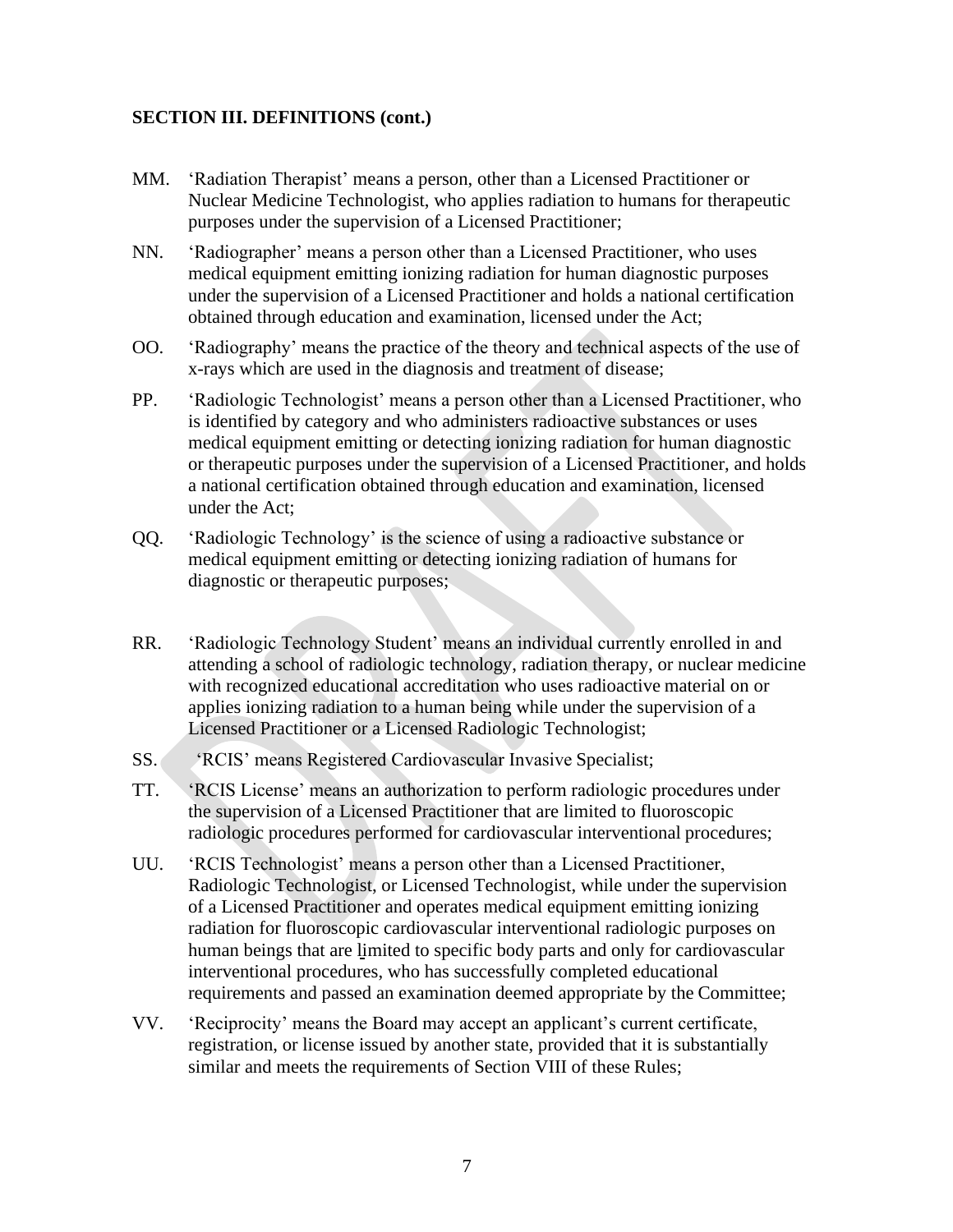**SECTION III. DEFINITIONS (cont.)**

MM. 'Radiation Therapist' means a person, other than a Licensed Practitioner or Nuclear Medicine Technologist, who applies radiation to humans for therapeutic purposes under the supervision of a Licensed Practitioner;

NN. 'Radiographer' means a person other than a Licensed Practitioner, who uses medical equipment emitting ionizing radiation for human diagnostic purposes under the supervision of a Licensed Practitioner and holds a national certification obtained through education and examination, licensed under the Act;

OO. 'Radiography' means the practice of the theory and technical aspects of the use of x-rays which are used in the diagnosis and treatment of disease;

PP. 'Radiologic Technologist' means a person other than a Licensed Practitioner, who is identified by category and who administers radioactive substances or uses medical equipment emitting or detecting ionizing radiation for human diagnostic or therapeutic purposes under the supervision of a Licensed Practitioner, and holds a national certification obtained through education and examination, licensed under the Act;

QQ. 'Radiologic Technology' is the science of using a radioactive substance or medical equipment emitting or detecting ionizing radiation of humans for diagnostic or therapeutic purposes;

RR. 'Radiologic Technology Student' means an individual currently enrolled in and attending a school of radiologic technology, radiation therapy, or nuclear medicine with recognized educational accreditation who uses radioactive material on or applies ionizing radiation to a human being while under the supervision of a Licensed Practitioner or a Licensed Radiologic Technologist;

SS. 'RCIS' means Registered Cardiovascular Invasive Specialist;

TT. 'RCIS License' means an authorization to perform radiologic procedures under the supervision of a Licensed Practitioner that are limited to fluoroscopic radiologic procedures performed for cardiovascular interventional procedures;

UU. 'RCIS Technologist' means a person other than a Licensed Practitioner, Radiologic Technologist, or Licensed Technologist, while under the supervision of a Licensed Practitioner and operates medical equipment emitting ionizing radiation for fluoroscopic cardiovascular interventional radiologic purposes on human beings that are limited to specific body parts and only for cardiovascular interventional procedures, who has successfully completed educational requirements and passed an examination deemed appropriate by the Committee;

VV. 'Reciprocity' means the Board may accept an applicant's current certificate, registration, or license issued by another state, provided that it is substantially similar and meets the requirements of Section VIII of these Rules;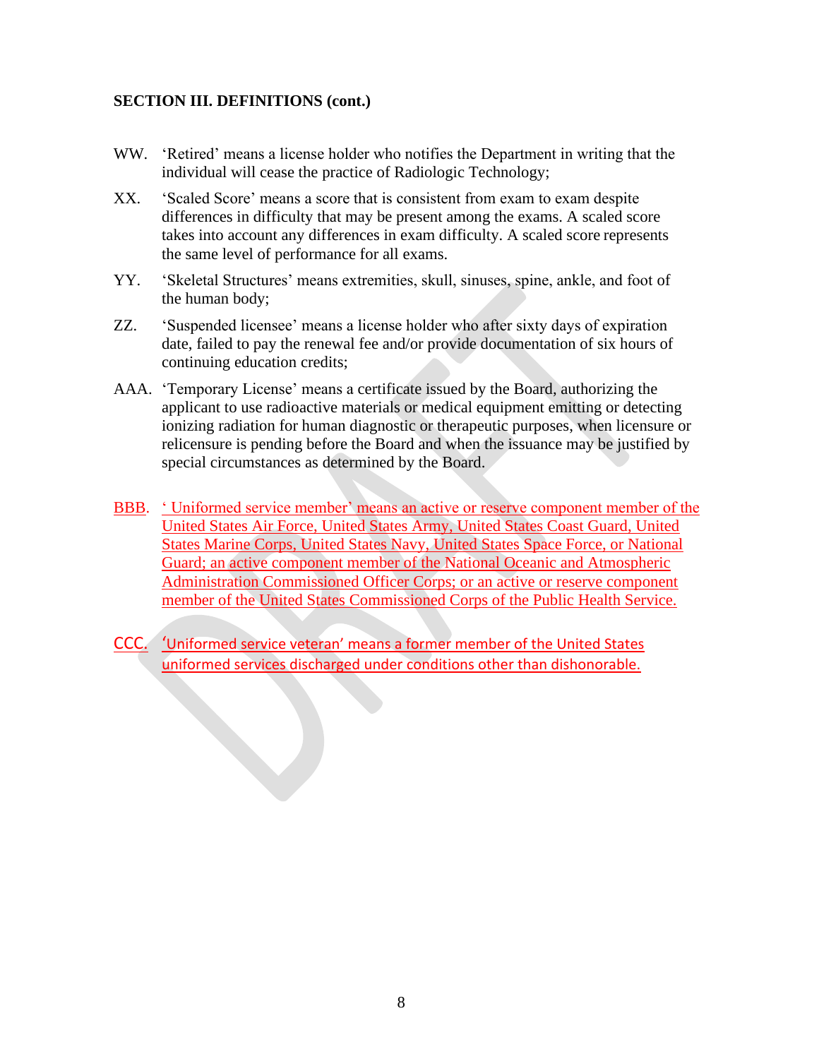**SECTION III. DEFINITIONS (cont.)**

WW. 'Retired' means a license holder who notifies the Department in writing that the individual will cease the practice of Radiologic Technology;

XX. 'Scaled Score' means a score that is consistent from exam to exam despite differences in difficulty that may be present among the exams. A scaled score takes into account any differences in exam difficulty. A scaled score represents the same level of performance for all exams.

YY. 'Skeletal Structures' means extremities, skull, sinuses, spine, ankle, and foot of the human body;

ZZ. 'Suspended licensee' means a license holder who after sixty days of expiration date, failed to pay the renewal fee and/or provide documentation of six hours of continuing education credits;

AAA. 'Temporary License' means a certificate issued by the Board, authorizing the applicant to use radioactive materials or medical equipment emitting or detecting ionizing radiation for human diagnostic or therapeutic purposes, when licensure or relicensure is pending before the Board and when the issuance may be justified by special circumstances as determined by the Board.

BBB. ' Uniformed service member' means an active or reserve component member of the United States Air Force, United States Army, United States Coast Guard, United States Marine Corps, United States Navy, United States Space Force, or National Guard; an active component member of the National Oceanic and Atmospheric Administration Commissioned Officer Corps; or an active or reserve component member of the United States Commissioned Corps of the Public Health Service.

CCC. 'Uniformed service veteran' means a former member of the United States uniformed services discharged under conditions other than dishonorable.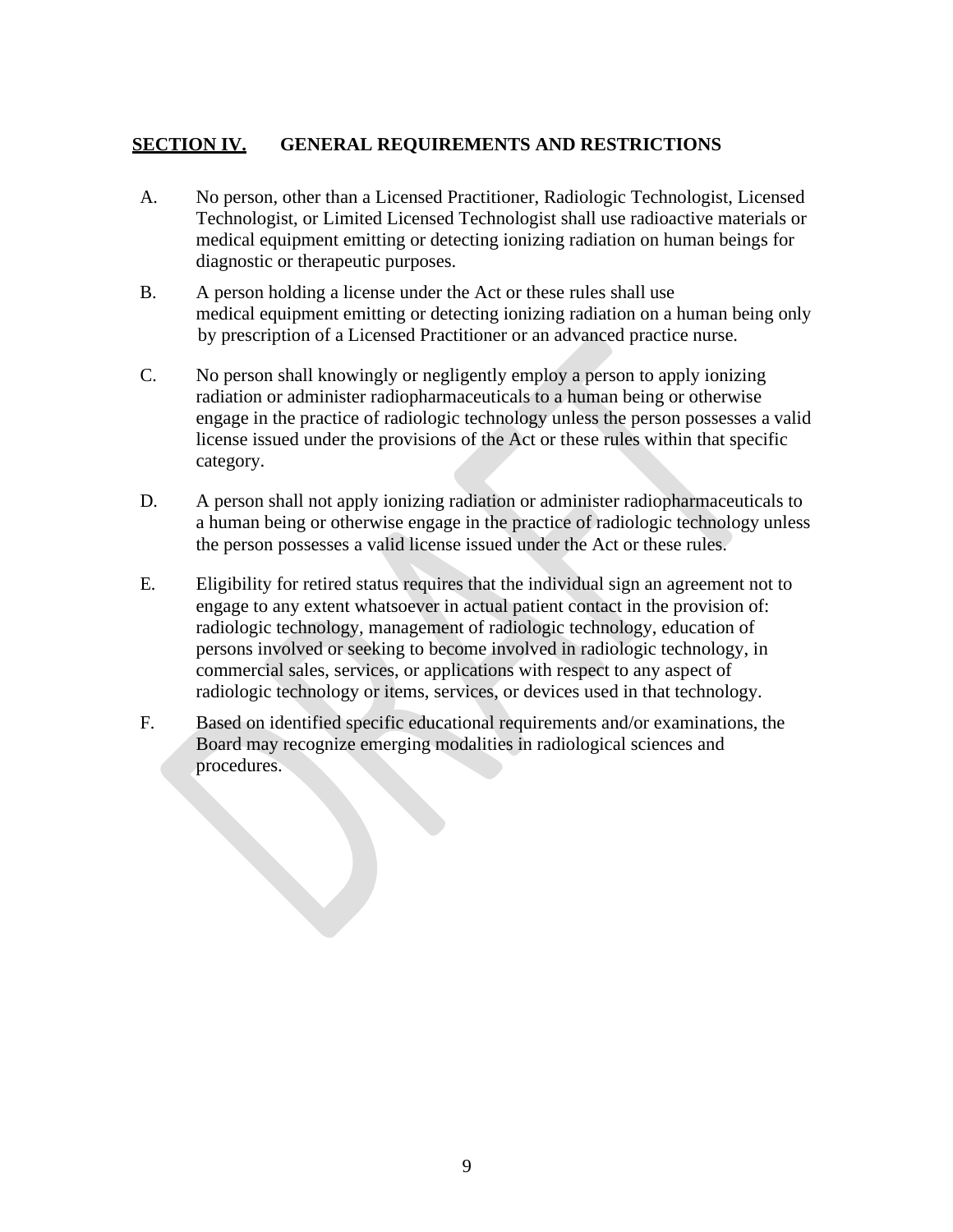## SECTION IV. GENERAL REQUIREMENTS AND RESTRICTIONS

A. No person, other than a Licensed Practitioner, Radiologic Technologist, Licensed Technologist, or Limited Licensed Technologist shall use radioactive materials or medical equipment emitting or detecting ionizing radiation on human beings for diagnostic or therapeutic purposes.

B. A person holding a license under the Act or these rules shall use medical equipment emitting or detecting ionizing radiation on a human being only by prescription of a Licensed Practitioner or an advanced practice nurse.

C. No person shall knowingly or negligently employ a person to apply ionizing radiation or administer radiopharmaceuticals to a human being or otherwise engage in the practice of radiologic technology unless the person possesses a valid license issued under the provisions of the Act or these rules within that specific category.

D. A person shall not apply ionizing radiation or administer radiopharmaceuticals to a human being or otherwise engage in the practice of radiologic technology unless the person possesses a valid license issued under the Act or these rules.

E. Eligibility for retired status requires that the individual sign an agreement not to engage to any extent whatsoever in actual patient contact in the provision of: radiologic technology, management of radiologic technology, education of persons involved or seeking to become involved in radiologic technology, in commercial sales, services, or applications with respect to any aspect of radiologic technology or items, services, or devices used in that technology.

F. Based on identified specific educational requirements and/or examinations, the Board may recognize emerging modalities in radiological sciences and procedures.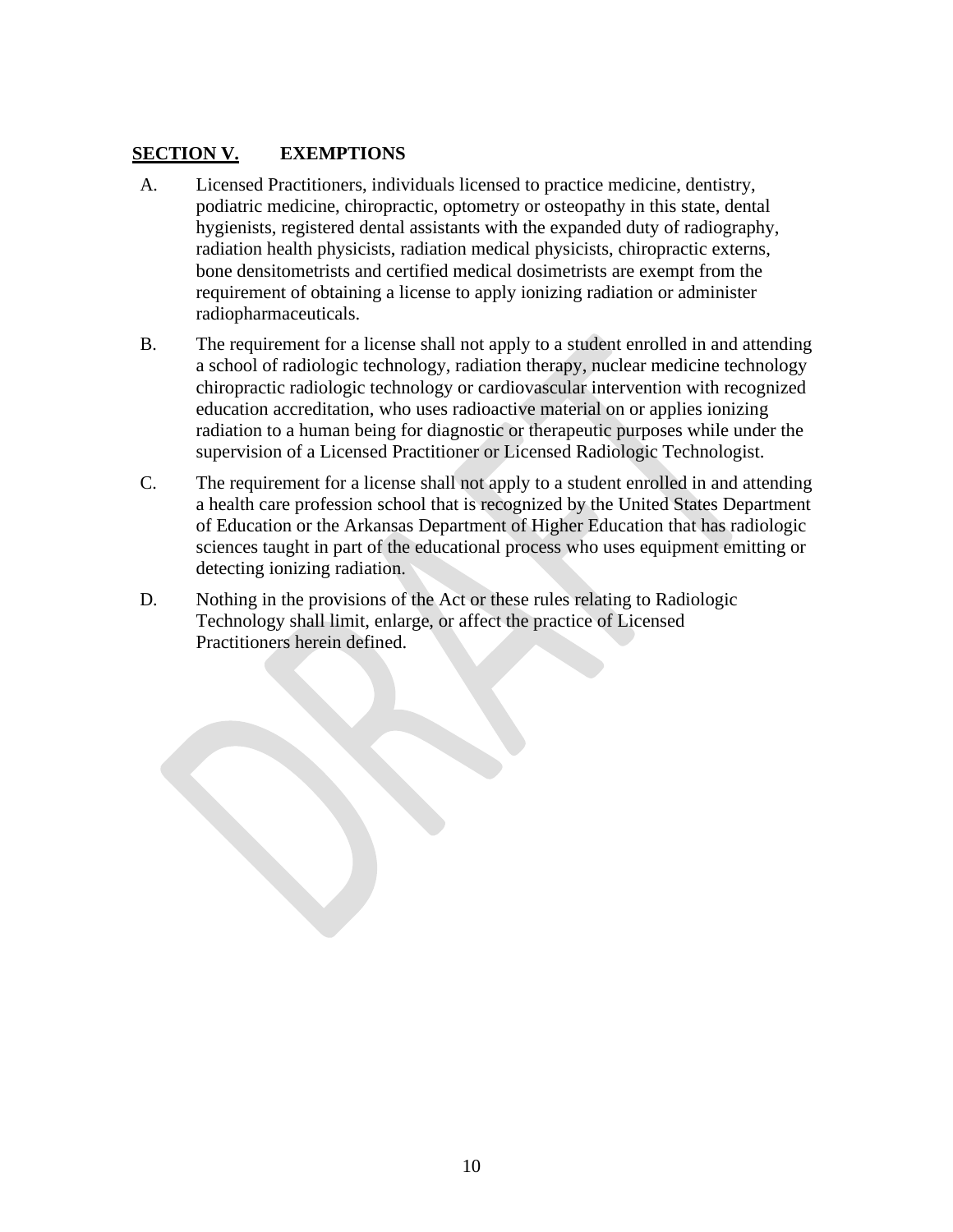## SECTION V. EXEMPTIONS

A. Licensed Practitioners, individuals licensed to practice medicine, dentistry, podiatric medicine, chiropractic, optometry or osteopathy in this state, dental hygienists, registered dental assistants with the expanded duty of radiography, radiation health physicists, radiation medical physicists, chiropractic externs, bone densitometrists and certified medical dosimetrists are exempt from the requirement of obtaining a license to apply ionizing radiation or administer radiopharmaceuticals.

B. The requirement for a license shall not apply to a student enrolled in and attending a school of radiologic technology, radiation therapy, nuclear medicine technology chiropractic radiologic technology or cardiovascular intervention with recognized education accreditation, who uses radioactive material on or applies ionizing radiation to a human being for diagnostic or therapeutic purposes while under the supervision of a Licensed Practitioner or Licensed Radiologic Technologist.

C. The requirement for a license shall not apply to a student enrolled in and attending a health care profession school that is recognized by the United States Department of Education or the Arkansas Department of Higher Education that has radiologic sciences taught in part of the educational process who uses equipment emitting or detecting ionizing radiation.

D. Nothing in the provisions of the Act or these rules relating to Radiologic Technology shall limit, enlarge, or affect the practice of Licensed Practitioners herein defined.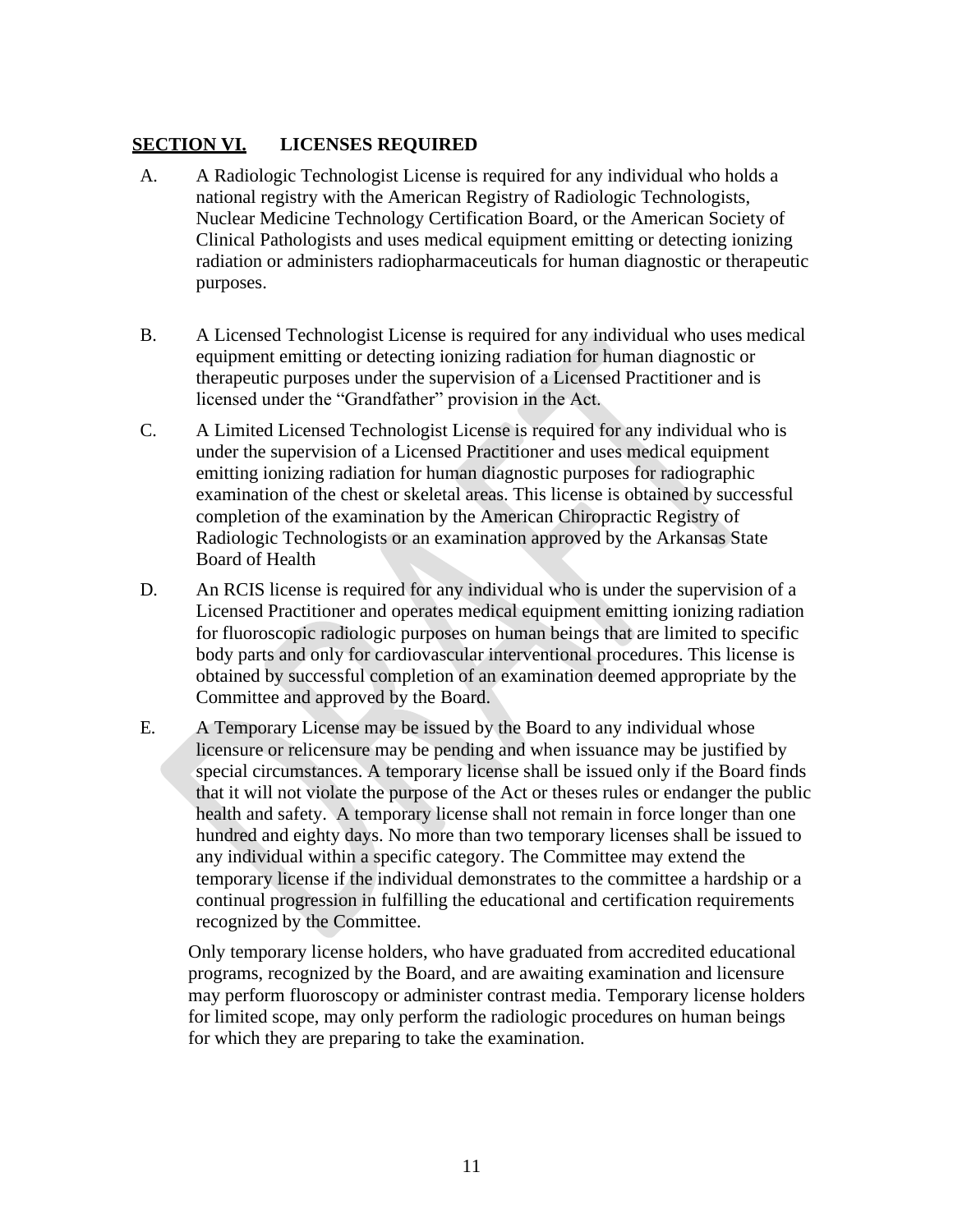## SECTION VI. LICENSES REQUIRED

A. A Radiologic Technologist License is required for any individual who holds a national registry with the American Registry of Radiologic Technologists, Nuclear Medicine Technology Certification Board, or the American Society of Clinical Pathologists and uses medical equipment emitting or detecting ionizing radiation or administers radiopharmaceuticals for human diagnostic or therapeutic purposes.

B. A Licensed Technologist License is required for any individual who uses medical equipment emitting or detecting ionizing radiation for human diagnostic or therapeutic purposes under the supervision of a Licensed Practitioner and is licensed under the "Grandfather" provision in the Act.

C. A Limited Licensed Technologist License is required for any individual who is under the supervision of a Licensed Practitioner and uses medical equipment emitting ionizing radiation for human diagnostic purposes for radiographic examination of the chest or skeletal areas. This license is obtained by successful completion of the examination by the American Chiropractic Registry of Radiologic Technologists or an examination approved by the Arkansas State Board of Health

D. An RCIS license is required for any individual who is under the supervision of a Licensed Practitioner and operates medical equipment emitting ionizing radiation for fluoroscopic radiologic purposes on human beings that are limited to specific body parts and only for cardiovascular interventional procedures. This license is obtained by successful completion of an examination deemed appropriate by the Committee and approved by the Board.

E. A Temporary License may be issued by the Board to any individual whose licensure or relicensure may be pending and when issuance may be justified by special circumstances. A temporary license shall be issued only if the Board finds that it will not violate the purpose of the Act or theses rules or endanger the public health and safety. A temporary license shall not remain in force longer than one hundred and eighty days. No more than two temporary licenses shall be issued to any individual within a specific category. The Committee may extend the temporary license if the individual demonstrates to the committee a hardship or a continual progression in fulfilling the educational and certification requirements recognized by the Committee.

   Only temporary license holders, who have graduated from accredited educational programs, recognized by the Board, and are awaiting examination and licensure may perform fluoroscopy or administer contrast media. Temporary license holders for limited scope, may only perform the radiologic procedures on human beings for which they are preparing to take the examination.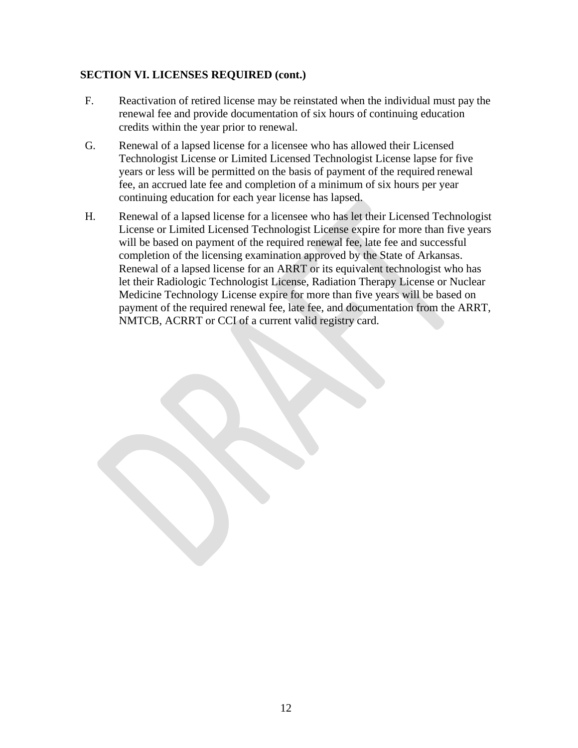**SECTION VI. LICENSES REQUIRED (cont.)**

F. Reactivation of retired license may be reinstated when the individual must pay the renewal fee and provide documentation of six hours of continuing education credits within the year prior to renewal.

G. Renewal of a lapsed license for a licensee who has allowed their Licensed Technologist License or Limited Licensed Technologist License lapse for five years or less will be permitted on the basis of payment of the required renewal fee, an accrued late fee and completion of a minimum of six hours per year continuing education for each year license has lapsed.

H. Renewal of a lapsed license for a licensee who has let their Licensed Technologist License or Limited Licensed Technologist License expire for more than five years will be based on payment of the required renewal fee, late fee and successful completion of the licensing examination approved by the State of Arkansas. Renewal of a lapsed license for an ARRT or its equivalent technologist who has let their Radiologic Technologist License, Radiation Therapy License or Nuclear Medicine Technology License expire for more than five years will be based on payment of the required renewal fee, late fee, and documentation from the ARRT, NMTCB, ACRRT or CCI of a current valid registry card.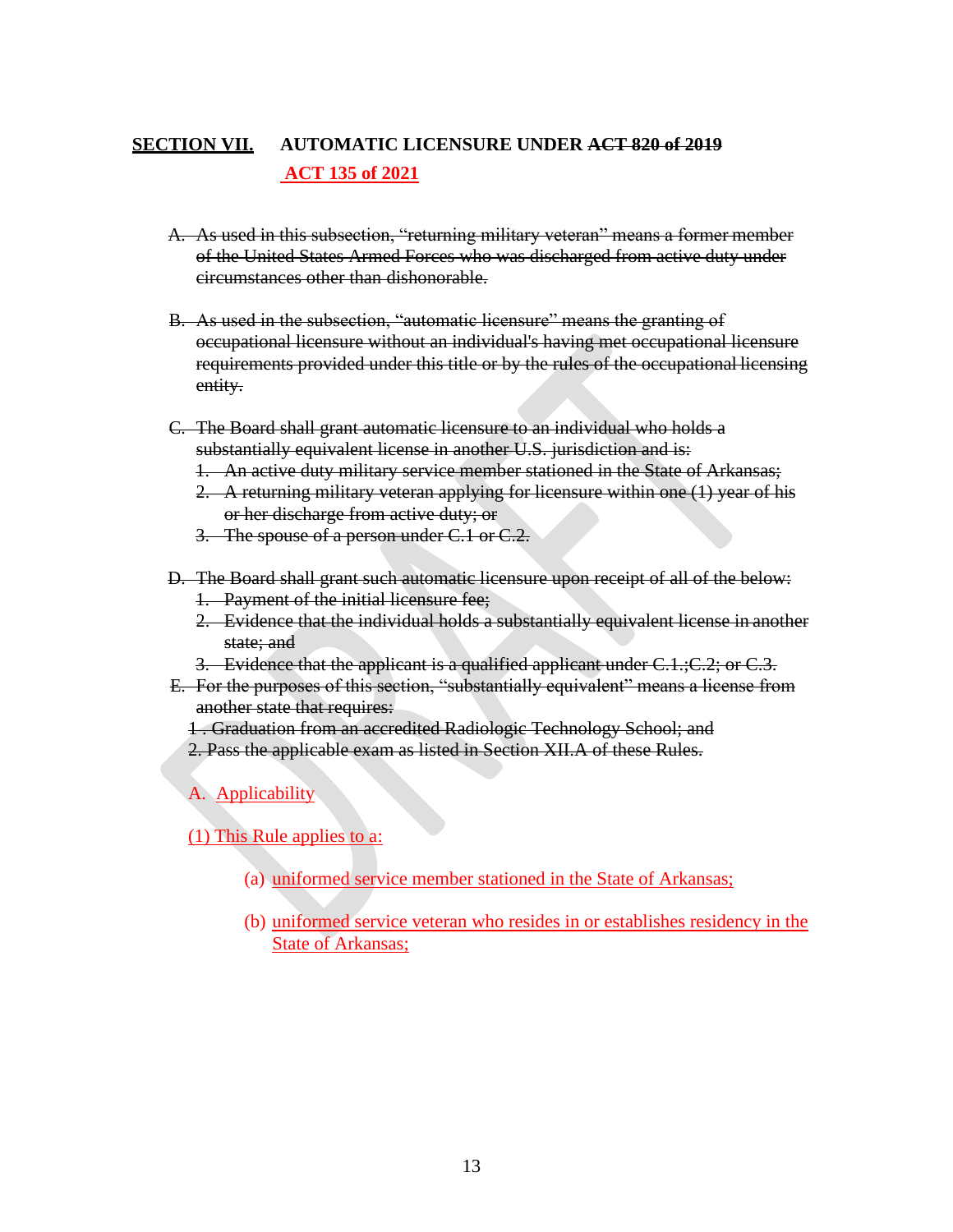**<u>SECTION VII.</u>** **AUTOMATIC LICENSURE UNDER ~~ACT 820 of 2019~~**
**<u>ACT 135 of 2021</u>**

~~A. As used in this subsection, "returning military veteran" means a former member of the United States Armed Forces who was discharged from active duty under circumstances other than dishonorable.~~

~~B. As used in the subsection, "automatic licensure" means the granting of occupational licensure without an individual's having met occupational licensure requirements provided under this title or by the rules of the occupational licensing entity.~~

~~C. The Board shall grant automatic licensure to an individual who holds a substantially equivalent license in another U.S. jurisdiction and is:~~
~~1. An active duty military service member stationed in the State of Arkansas;~~
~~2. A returning military veteran applying for licensure within one (1) year of his or her discharge from active duty; or~~
~~3. The spouse of a person under C.1 or C.2.~~

~~D. The Board shall grant such automatic licensure upon receipt of all of the below:~~
~~1. Payment of the initial licensure fee;~~
~~2. Evidence that the individual holds a substantially equivalent license in another state; and~~
~~3. Evidence that the applicant is a qualified applicant under C.1.;C.2; or C.3.~~

~~E. For the purposes of this section, "substantially equivalent" means a license from another state that requires:~~
~~1 . Graduation from an accredited Radiologic Technology School; and~~
~~2. Pass the applicable exam as listed in Section XII.A of these Rules.~~

<u>A. Applicability</u>

<u>(1) This Rule applies to a:</u>

(a) <u>uniformed service member stationed in the State of Arkansas;</u>

(b) <u>uniformed service veteran who resides in or establishes residency in the State of Arkansas;</u>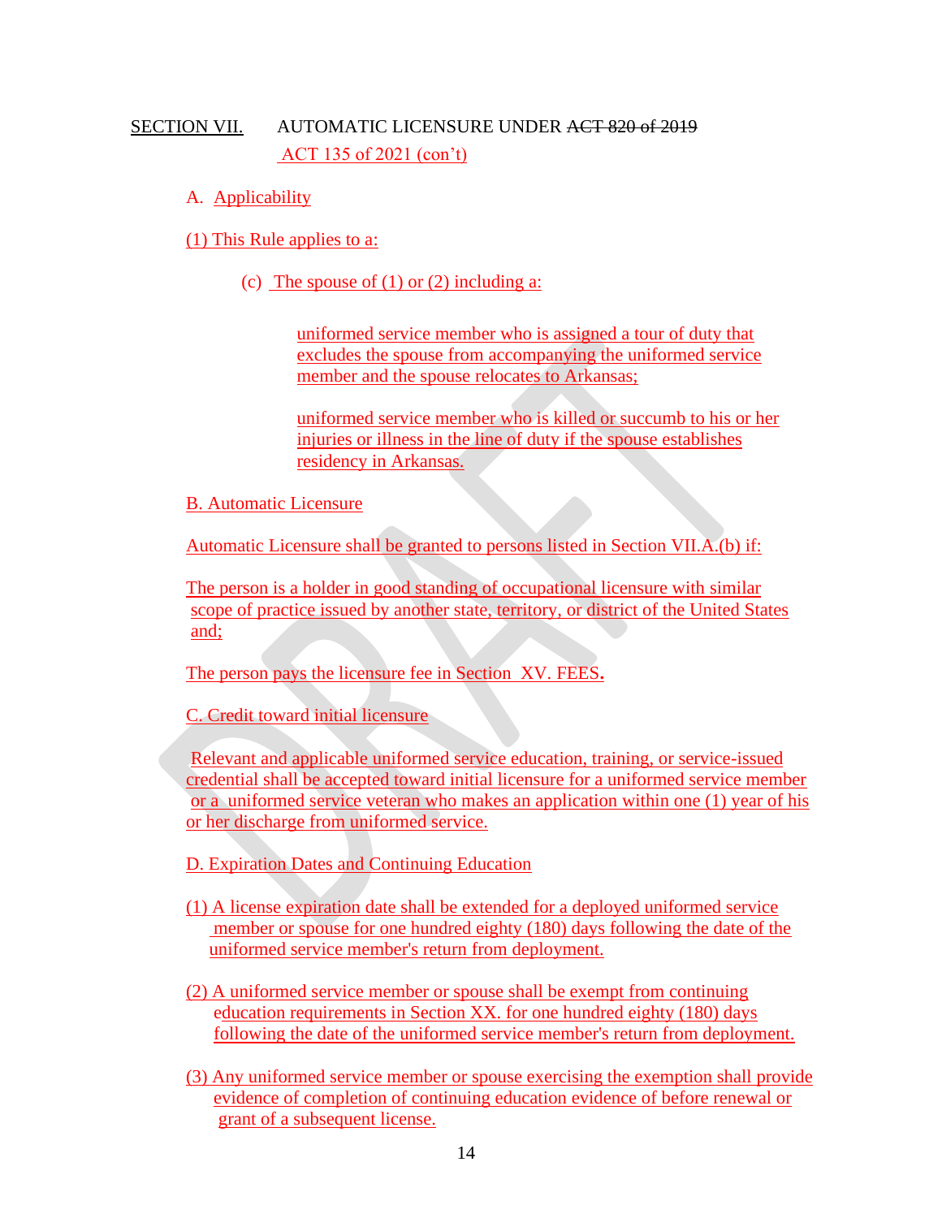SECTION VII. AUTOMATIC LICENSURE UNDER ~~ACT 820 of 2019~~ ACT 135 of 2021 (con't)

A. Applicability

(1) This Rule applies to a:

(c) The spouse of (1) or (2) including a:

uniformed service member who is assigned a tour of duty that excludes the spouse from accompanying the uniformed service member and the spouse relocates to Arkansas;

uniformed service member who is killed or succumb to his or her injuries or illness in the line of duty if the spouse establishes residency in Arkansas.

B. Automatic Licensure

Automatic Licensure shall be granted to persons listed in Section VII.A.(b) if:

The person is a holder in good standing of occupational licensure with similar scope of practice issued by another state, territory, or district of the United States and;

The person pays the licensure fee in Section XV. FEES.

C. Credit toward initial licensure

Relevant and applicable uniformed service education, training, or service-issued credential shall be accepted toward initial licensure for a uniformed service member or a uniformed service veteran who makes an application within one (1) year of his or her discharge from uniformed service.

D. Expiration Dates and Continuing Education

(1) A license expiration date shall be extended for a deployed uniformed service member or spouse for one hundred eighty (180) days following the date of the uniformed service member's return from deployment.

(2) A uniformed service member or spouse shall be exempt from continuing education requirements in Section XX. for one hundred eighty (180) days following the date of the uniformed service member's return from deployment.

(3) Any uniformed service member or spouse exercising the exemption shall provide evidence of completion of continuing education evidence of before renewal or grant of a subsequent license.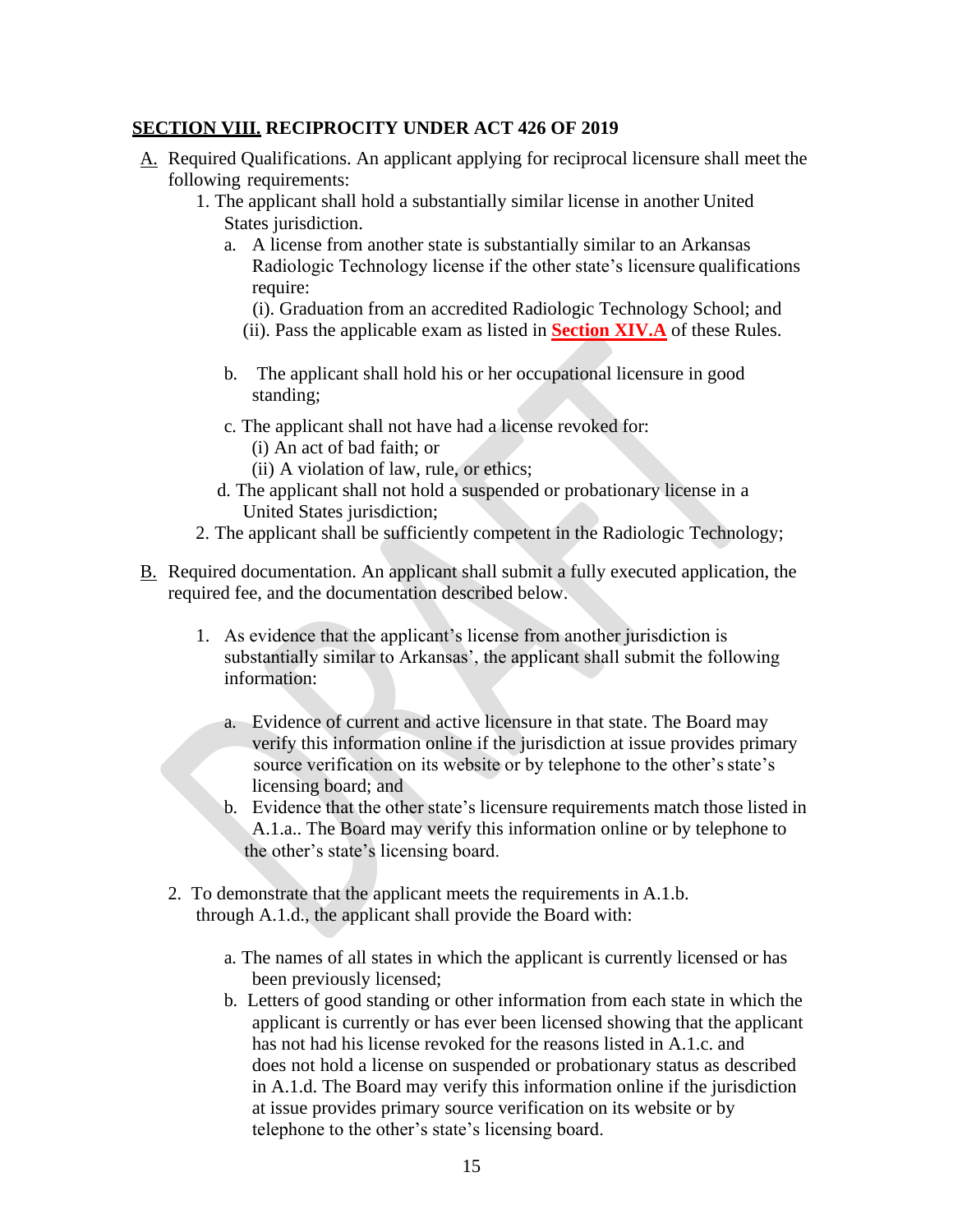## **<u>SECTION VIII.</u> RECIPROCITY UNDER ACT 426 OF 2019**

A. Required Qualifications. An applicant applying for reciprocal licensure shall meet the following requirements:

1. The applicant shall hold a substantially similar license in another United States jurisdiction.
   a. A license from another state is substantially similar to an Arkansas Radiologic Technology license if the other state's licensure qualifications require:
      (i). Graduation from an accredited Radiologic Technology School; and
      (ii). Pass the applicable exam as listed in **Section XIV.A** of these Rules.

   b. The applicant shall hold his or her occupational licensure in good standing;

   c. The applicant shall not have had a license revoked for:
      (i) An act of bad faith; or
      (ii) A violation of law, rule, or ethics;

   d. The applicant shall not hold a suspended or probationary license in a United States jurisdiction;

2. The applicant shall be sufficiently competent in the Radiologic Technology;

B. Required documentation. An applicant shall submit a fully executed application, the required fee, and the documentation described below.

1. As evidence that the applicant's license from another jurisdiction is substantially similar to Arkansas', the applicant shall submit the following information:

   a. Evidence of current and active licensure in that state. The Board may verify this information online if the jurisdiction at issue provides primary source verification on its website or by telephone to the other's state's licensing board; and

   b. Evidence that the other state's licensure requirements match those listed in A.1.a.. The Board may verify this information online or by telephone to the other's state's licensing board.

2. To demonstrate that the applicant meets the requirements in A.1.b. through A.1.d., the applicant shall provide the Board with:

   a. The names of all states in which the applicant is currently licensed or has been previously licensed;

   b. Letters of good standing or other information from each state in which the applicant is currently or has ever been licensed showing that the applicant has not had his license revoked for the reasons listed in A.1.c. and does not hold a license on suspended or probationary status as described in A.1.d. The Board may verify this information online if the jurisdiction at issue provides primary source verification on its website or by telephone to the other's state's licensing board.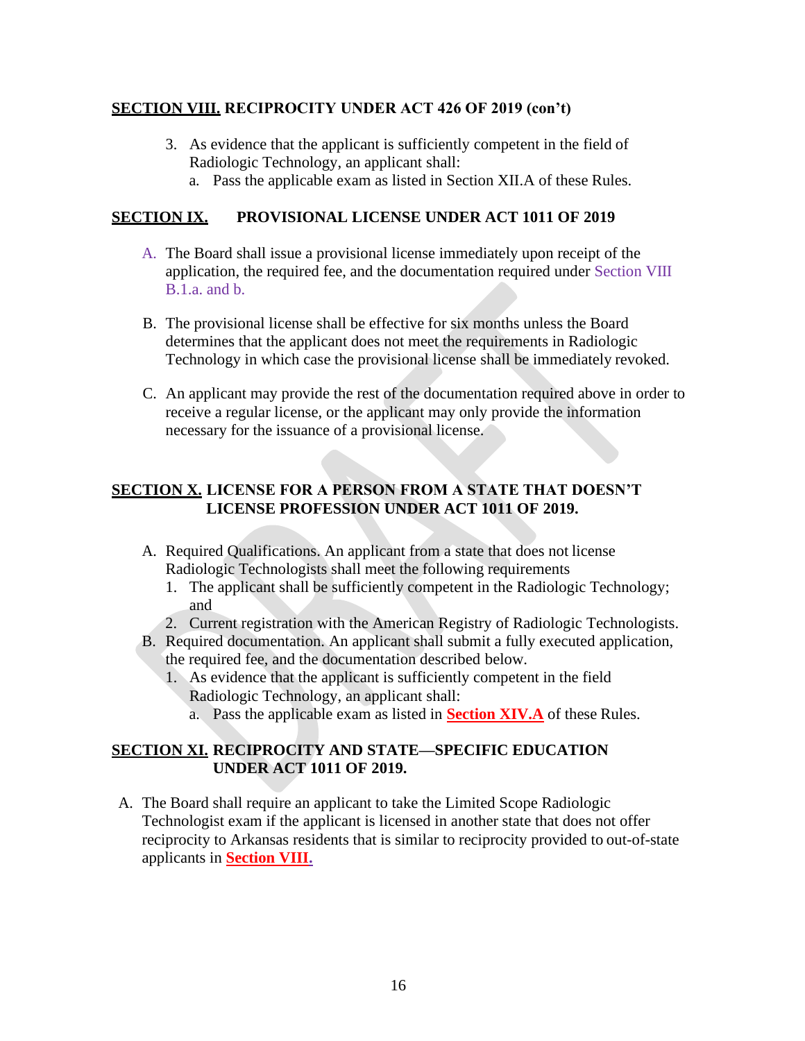**SECTION VIII. RECIPROCITY UNDER ACT 426 OF 2019 (con't)**

3. As evidence that the applicant is sufficiently competent in the field of Radiologic Technology, an applicant shall:
   a. Pass the applicable exam as listed in Section XII.A of these Rules.

## SECTION IX. PROVISIONAL LICENSE UNDER ACT 1011 OF 2019

A. The Board shall issue a provisional license immediately upon receipt of the application, the required fee, and the documentation required under Section VIII B.1.a. and b.

B. The provisional license shall be effective for six months unless the Board determines that the applicant does not meet the requirements in Radiologic Technology in which case the provisional license shall be immediately revoked.

C. An applicant may provide the rest of the documentation required above in order to receive a regular license, or the applicant may only provide the information necessary for the issuance of a provisional license.

## SECTION X. LICENSE FOR A PERSON FROM A STATE THAT DOESN'T LICENSE PROFESSION UNDER ACT 1011 OF 2019.

A. Required Qualifications. An applicant from a state that does not license Radiologic Technologists shall meet the following requirements
   1. The applicant shall be sufficiently competent in the Radiologic Technology; and
   2. Current registration with the American Registry of Radiologic Technologists.
B. Required documentation. An applicant shall submit a fully executed application, the required fee, and the documentation described below.
   1. As evidence that the applicant is sufficiently competent in the field Radiologic Technology, an applicant shall:
      a. Pass the applicable exam as listed in **Section XIV.A** of these Rules.

## SECTION XI. RECIPROCITY AND STATE—SPECIFIC EDUCATION UNDER ACT 1011 OF 2019.

A. The Board shall require an applicant to take the Limited Scope Radiologic Technologist exam if the applicant is licensed in another state that does not offer reciprocity to Arkansas residents that is similar to reciprocity provided to out-of-state applicants in **Section VIII.**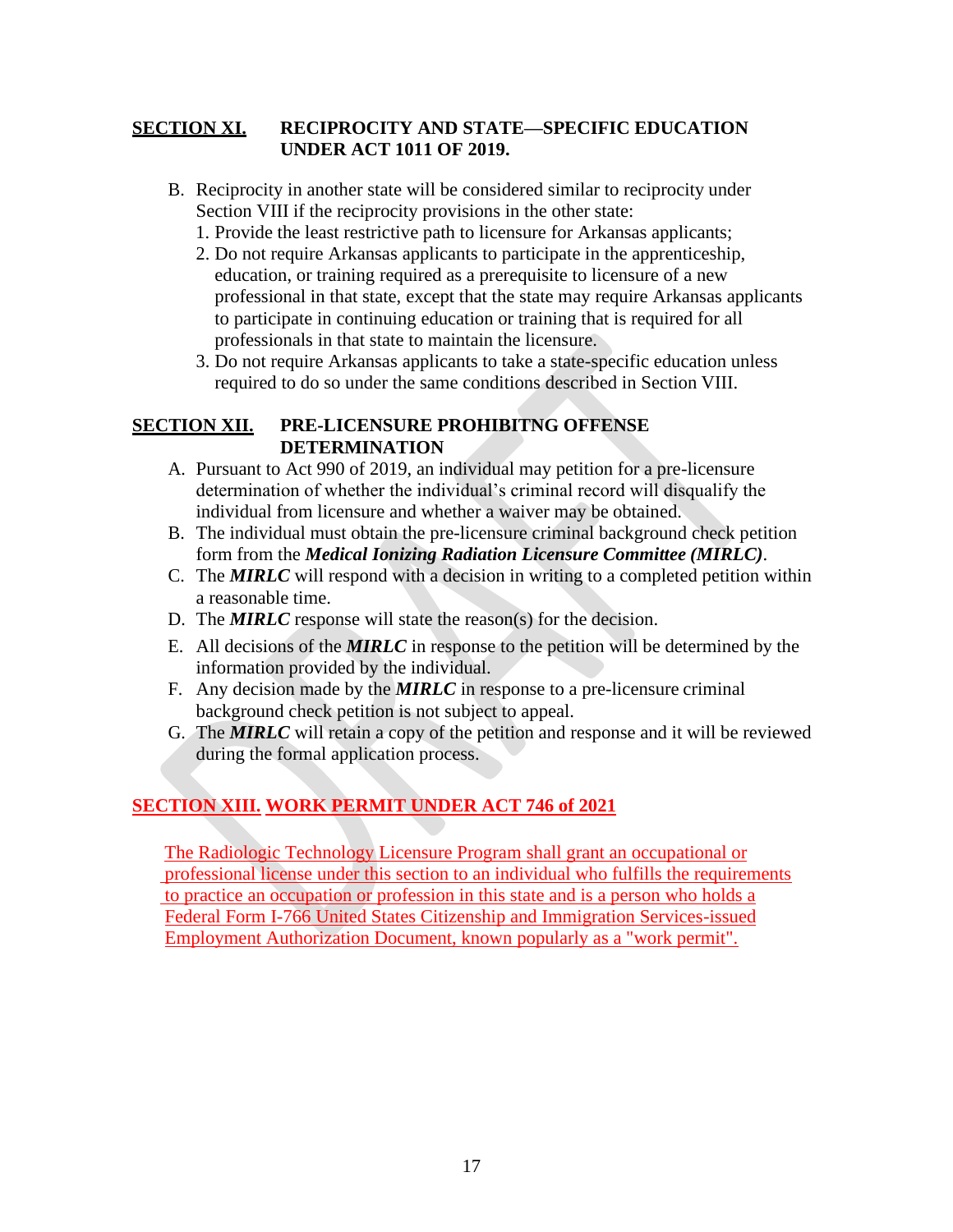## SECTION XI. RECIPROCITY AND STATE—SPECIFIC EDUCATION UNDER ACT 1011 OF 2019.

B. Reciprocity in another state will be considered similar to reciprocity under Section VIII if the reciprocity provisions in the other state:
   1. Provide the least restrictive path to licensure for Arkansas applicants;
   2. Do not require Arkansas applicants to participate in the apprenticeship, education, or training required as a prerequisite to licensure of a new professional in that state, except that the state may require Arkansas applicants to participate in continuing education or training that is required for all professionals in that state to maintain the licensure.
   3. Do not require Arkansas applicants to take a state-specific education unless required to do so under the same conditions described in Section VIII.

## SECTION XII. PRE-LICENSURE PROHIBITNG OFFENSE DETERMINATION

A. Pursuant to Act 990 of 2019, an individual may petition for a pre-licensure determination of whether the individual's criminal record will disqualify the individual from licensure and whether a waiver may be obtained.
B. The individual must obtain the pre-licensure criminal background check petition form from the ***Medical Ionizing Radiation Licensure Committee (MIRLC)***.
C. The ***MIRLC*** will respond with a decision in writing to a completed petition within a reasonable time.
D. The ***MIRLC*** response will state the reason(s) for the decision.
E. All decisions of the ***MIRLC*** in response to the petition will be determined by the information provided by the individual.
F. Any decision made by the ***MIRLC*** in response to a pre-licensure criminal background check petition is not subject to appeal.
G. The ***MIRLC*** will retain a copy of the petition and response and it will be reviewed during the formal application process.

## SECTION XIII. WORK PERMIT UNDER ACT 746 of 2021

The Radiologic Technology Licensure Program shall grant an occupational or professional license under this section to an individual who fulfills the requirements to practice an occupation or profession in this state and is a person who holds a Federal Form I-766 United States Citizenship and Immigration Services-issued Employment Authorization Document, known popularly as a "work permit".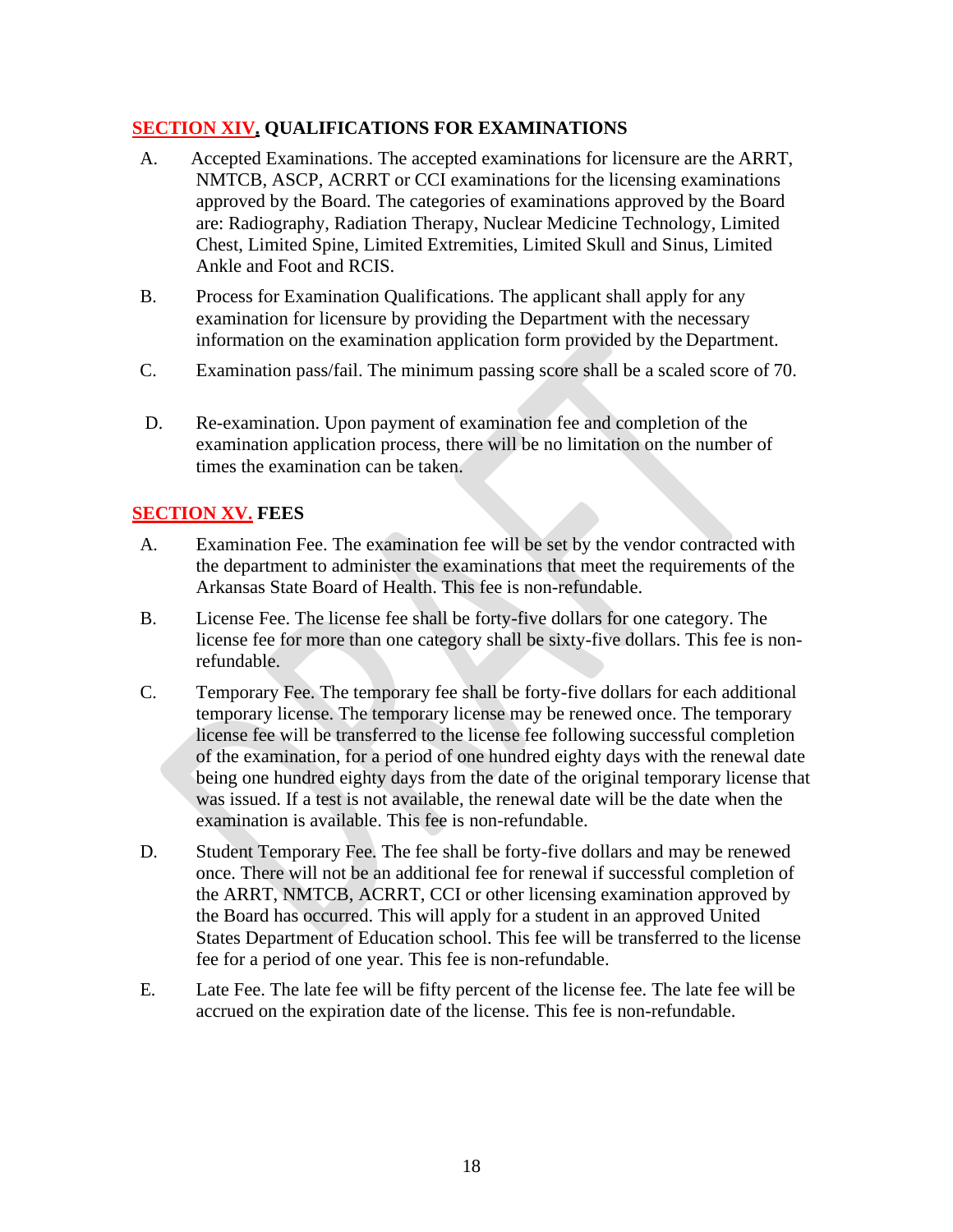## SECTION XIV. QUALIFICATIONS FOR EXAMINATIONS

A. Accepted Examinations. The accepted examinations for licensure are the ARRT, NMTCB, ASCP, ACRRT or CCI examinations for the licensing examinations approved by the Board. The categories of examinations approved by the Board are: Radiography, Radiation Therapy, Nuclear Medicine Technology, Limited Chest, Limited Spine, Limited Extremities, Limited Skull and Sinus, Limited Ankle and Foot and RCIS.

B. Process for Examination Qualifications. The applicant shall apply for any examination for licensure by providing the Department with the necessary information on the examination application form provided by the Department.

C. Examination pass/fail. The minimum passing score shall be a scaled score of 70.

D. Re-examination. Upon payment of examination fee and completion of the examination application process, there will be no limitation on the number of times the examination can be taken.

## SECTION XV. FEES

A. Examination Fee. The examination fee will be set by the vendor contracted with the department to administer the examinations that meet the requirements of the Arkansas State Board of Health. This fee is non-refundable.

B. License Fee. The license fee shall be forty-five dollars for one category. The license fee for more than one category shall be sixty-five dollars. This fee is non-refundable.

C. Temporary Fee. The temporary fee shall be forty-five dollars for each additional temporary license. The temporary license may be renewed once. The temporary license fee will be transferred to the license fee following successful completion of the examination, for a period of one hundred eighty days with the renewal date being one hundred eighty days from the date of the original temporary license that was issued. If a test is not available, the renewal date will be the date when the examination is available. This fee is non-refundable.

D. Student Temporary Fee. The fee shall be forty-five dollars and may be renewed once. There will not be an additional fee for renewal if successful completion of the ARRT, NMTCB, ACRRT, CCI or other licensing examination approved by the Board has occurred. This will apply for a student in an approved United States Department of Education school. This fee will be transferred to the license fee for a period of one year. This fee is non-refundable.

E. Late Fee. The late fee will be fifty percent of the license fee. The late fee will be accrued on the expiration date of the license. This fee is non-refundable.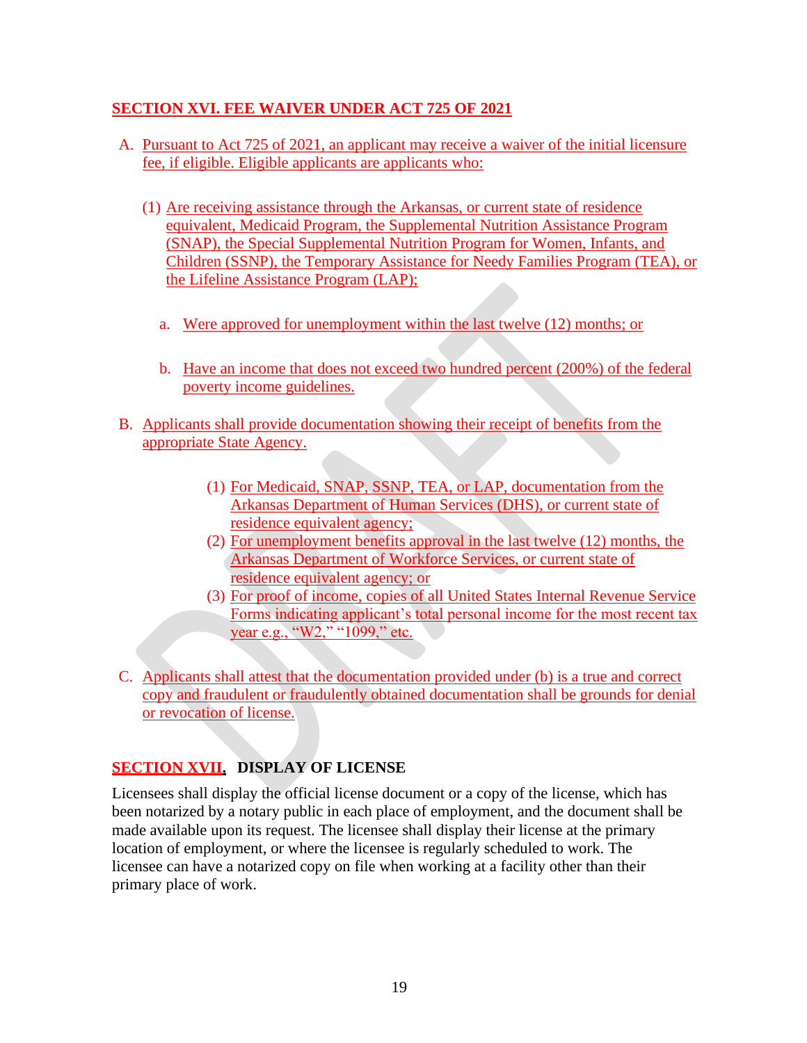## SECTION XVI. FEE WAIVER UNDER ACT 725 OF 2021

A. Pursuant to Act 725 of 2021, an applicant may receive a waiver of the initial licensure fee, if eligible. Eligible applicants are applicants who:

   (1) Are receiving assistance through the Arkansas, or current state of residence equivalent, Medicaid Program, the Supplemental Nutrition Assistance Program (SNAP), the Special Supplemental Nutrition Program for Women, Infants, and Children (SSNP), the Temporary Assistance for Needy Families Program (TEA), or the Lifeline Assistance Program (LAP);

      a. Were approved for unemployment within the last twelve (12) months; or

      b. Have an income that does not exceed two hundred percent (200%) of the federal poverty income guidelines.

B. Applicants shall provide documentation showing their receipt of benefits from the appropriate State Agency.

   (1) For Medicaid, SNAP, SSNP, TEA, or LAP, documentation from the Arkansas Department of Human Services (DHS), or current state of residence equivalent agency;
   (2) For unemployment benefits approval in the last twelve (12) months, the Arkansas Department of Workforce Services, or current state of residence equivalent agency; or
   (3) For proof of income, copies of all United States Internal Revenue Service Forms indicating applicant's total personal income for the most recent tax year e.g., "W2," "1099," etc.

C. Applicants shall attest that the documentation provided under (b) is a true and correct copy and fraudulent or fraudulently obtained documentation shall be grounds for denial or revocation of license.

## SECTION XVII. DISPLAY OF LICENSE

Licensees shall display the official license document or a copy of the license, which has been notarized by a notary public in each place of employment, and the document shall be made available upon its request. The licensee shall display their license at the primary location of employment, or where the licensee is regularly scheduled to work. The licensee can have a notarized copy on file when working at a facility other than their primary place of work.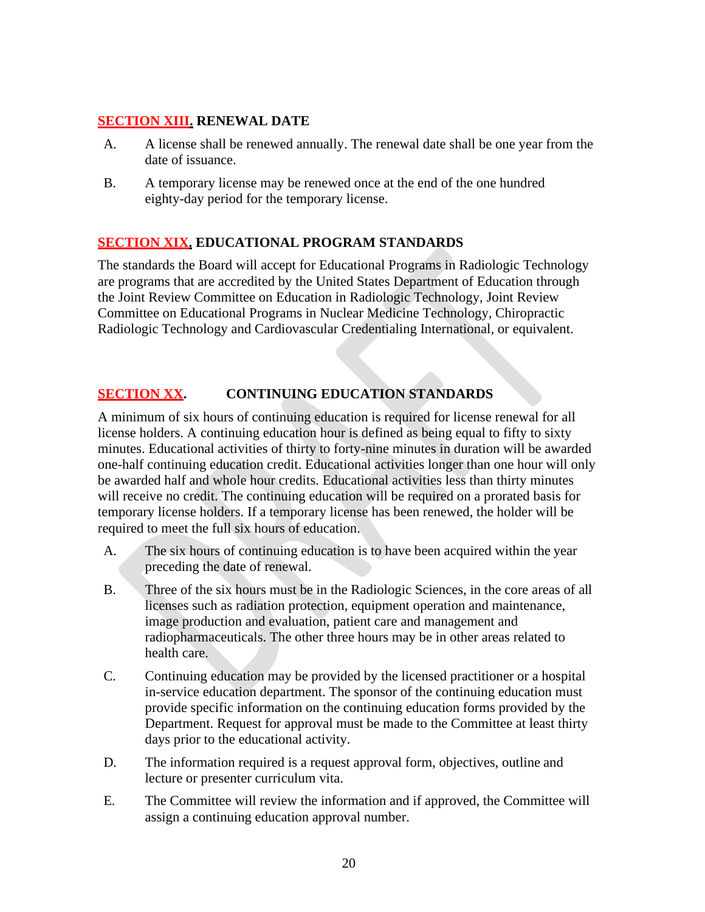## SECTION XIII. RENEWAL DATE

A. A license shall be renewed annually. The renewal date shall be one year from the date of issuance.

B. A temporary license may be renewed once at the end of the one hundred eighty-day period for the temporary license.

## SECTION XIX. EDUCATIONAL PROGRAM STANDARDS

The standards the Board will accept for Educational Programs in Radiologic Technology are programs that are accredited by the United States Department of Education through the Joint Review Committee on Education in Radiologic Technology, Joint Review Committee on Educational Programs in Nuclear Medicine Technology, Chiropractic Radiologic Technology and Cardiovascular Credentialing International, or equivalent.

## SECTION XX. CONTINUING EDUCATION STANDARDS

A minimum of six hours of continuing education is required for license renewal for all license holders. A continuing education hour is defined as being equal to fifty to sixty minutes. Educational activities of thirty to forty-nine minutes in duration will be awarded one-half continuing education credit. Educational activities longer than one hour will only be awarded half and whole hour credits. Educational activities less than thirty minutes will receive no credit. The continuing education will be required on a prorated basis for temporary license holders. If a temporary license has been renewed, the holder will be required to meet the full six hours of education.

A. The six hours of continuing education is to have been acquired within the year preceding the date of renewal.

B. Three of the six hours must be in the Radiologic Sciences, in the core areas of all licenses such as radiation protection, equipment operation and maintenance, image production and evaluation, patient care and management and radiopharmaceuticals. The other three hours may be in other areas related to health care.

C. Continuing education may be provided by the licensed practitioner or a hospital in-service education department. The sponsor of the continuing education must provide specific information on the continuing education forms provided by the Department. Request for approval must be made to the Committee at least thirty days prior to the educational activity.

D. The information required is a request approval form, objectives, outline and lecture or presenter curriculum vita.

E. The Committee will review the information and if approved, the Committee will assign a continuing education approval number.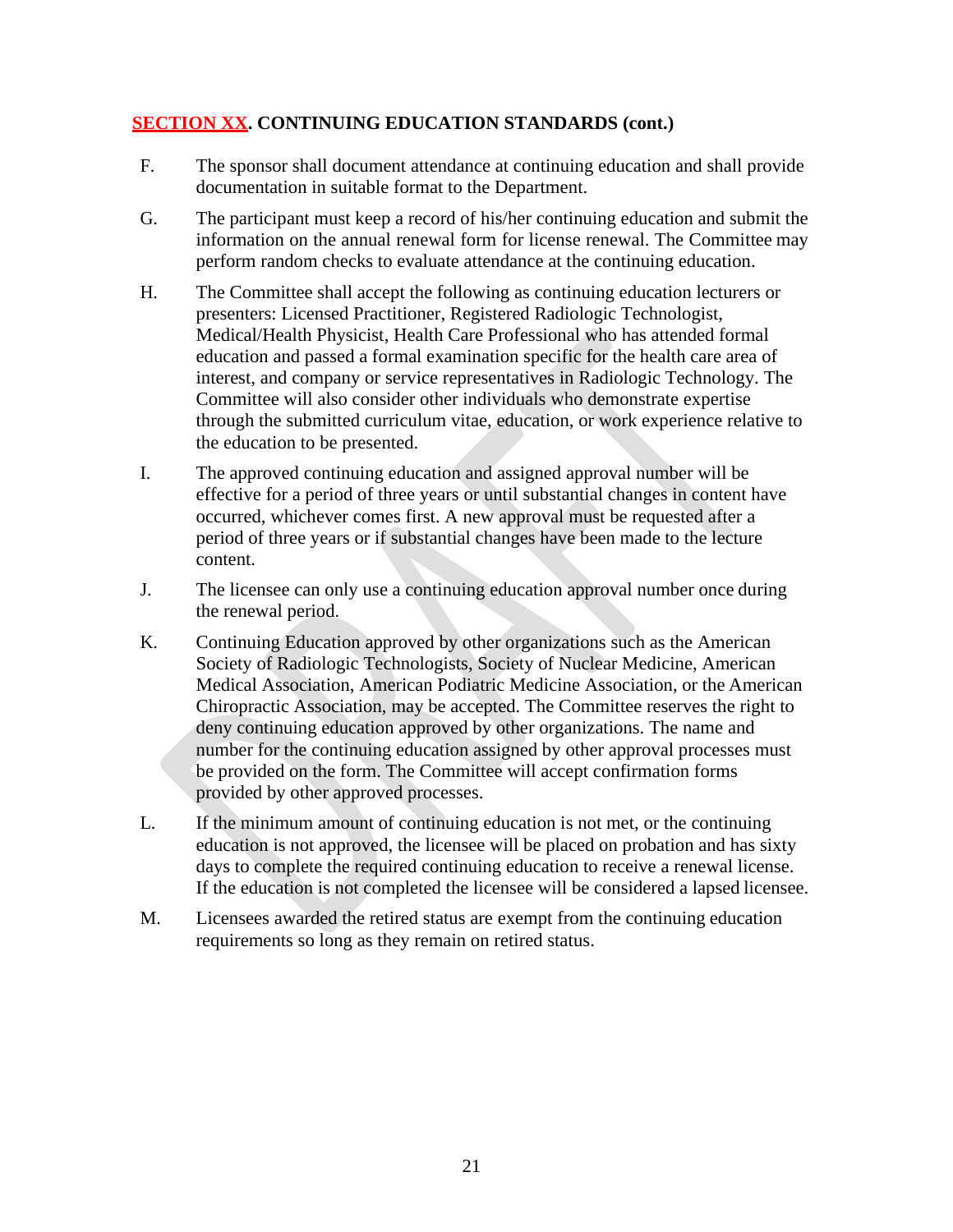**SECTION XX. CONTINUING EDUCATION STANDARDS (cont.)**

F. The sponsor shall document attendance at continuing education and shall provide documentation in suitable format to the Department.

G. The participant must keep a record of his/her continuing education and submit the information on the annual renewal form for license renewal. The Committee may perform random checks to evaluate attendance at the continuing education.

H. The Committee shall accept the following as continuing education lecturers or presenters: Licensed Practitioner, Registered Radiologic Technologist, Medical/Health Physicist, Health Care Professional who has attended formal education and passed a formal examination specific for the health care area of interest, and company or service representatives in Radiologic Technology. The Committee will also consider other individuals who demonstrate expertise through the submitted curriculum vitae, education, or work experience relative to the education to be presented.

I. The approved continuing education and assigned approval number will be effective for a period of three years or until substantial changes in content have occurred, whichever comes first. A new approval must be requested after a period of three years or if substantial changes have been made to the lecture content.

J. The licensee can only use a continuing education approval number once during the renewal period.

K. Continuing Education approved by other organizations such as the American Society of Radiologic Technologists, Society of Nuclear Medicine, American Medical Association, American Podiatric Medicine Association, or the American Chiropractic Association, may be accepted. The Committee reserves the right to deny continuing education approved by other organizations. The name and number for the continuing education assigned by other approval processes must be provided on the form. The Committee will accept confirmation forms provided by other approved processes.

L. If the minimum amount of continuing education is not met, or the continuing education is not approved, the licensee will be placed on probation and has sixty days to complete the required continuing education to receive a renewal license. If the education is not completed the licensee will be considered a lapsed licensee.

M. Licensees awarded the retired status are exempt from the continuing education requirements so long as they remain on retired status.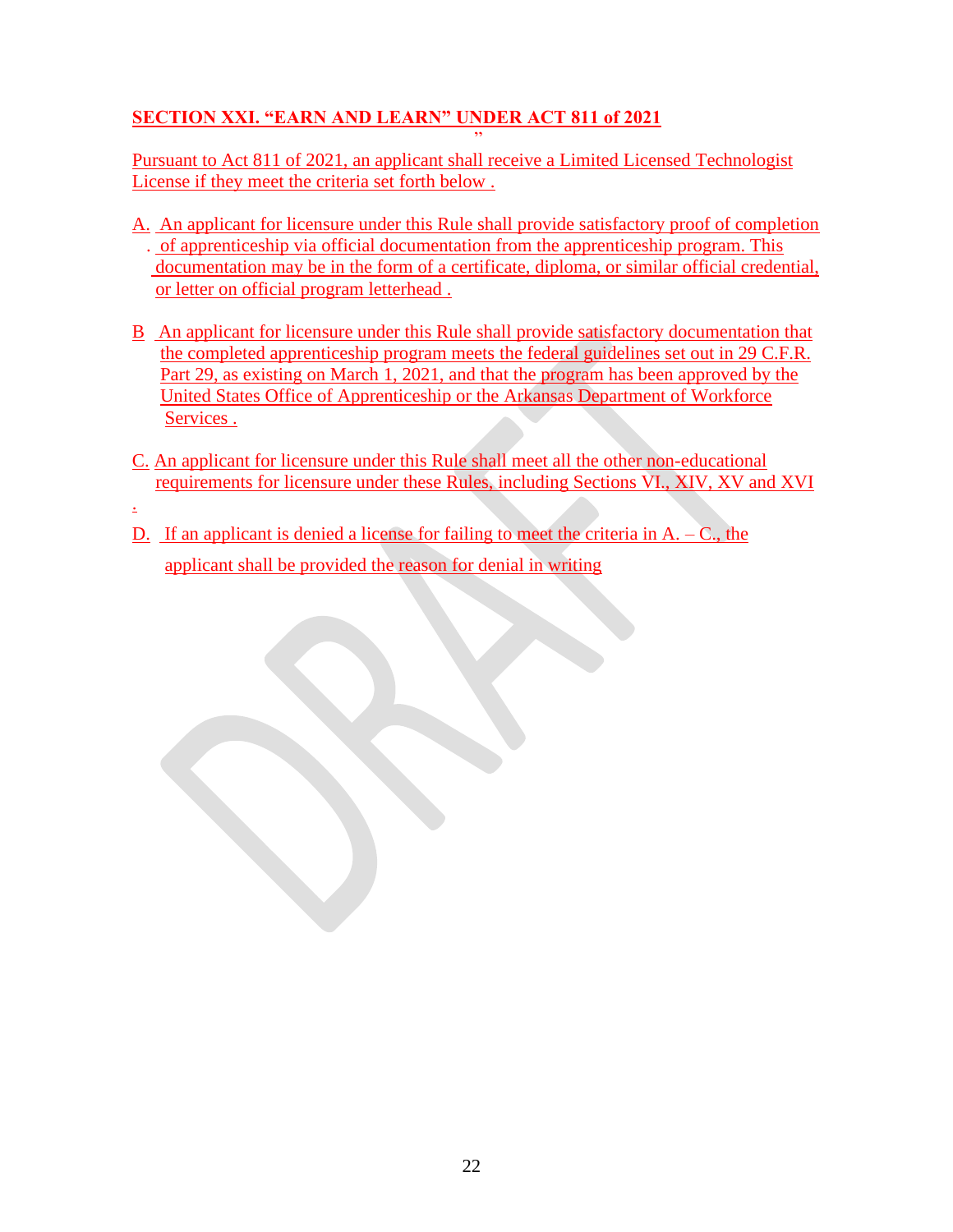## SECTION XXI. "EARN AND LEARN" UNDER ACT 811 of 2021

Pursuant to Act 811 of 2021, an applicant shall receive a Limited Licensed Technologist License if they meet the criteria set forth below .

A. An applicant for licensure under this Rule shall provide satisfactory proof of completion of apprenticeship via official documentation from the apprenticeship program. This documentation may be in the form of a certificate, diploma, or similar official credential, or letter on official program letterhead .

B An applicant for licensure under this Rule shall provide satisfactory documentation that the completed apprenticeship program meets the federal guidelines set out in 29 C.F.R. Part 29, as existing on March 1, 2021, and that the program has been approved by the United States Office of Apprenticeship or the Arkansas Department of Workforce Services .

C. An applicant for licensure under this Rule shall meet all the other non-educational requirements for licensure under these Rules, including Sections VI., XIV, XV and XVI .

D. If an applicant is denied a license for failing to meet the criteria in A. – C., the applicant shall be provided the reason for denial in writing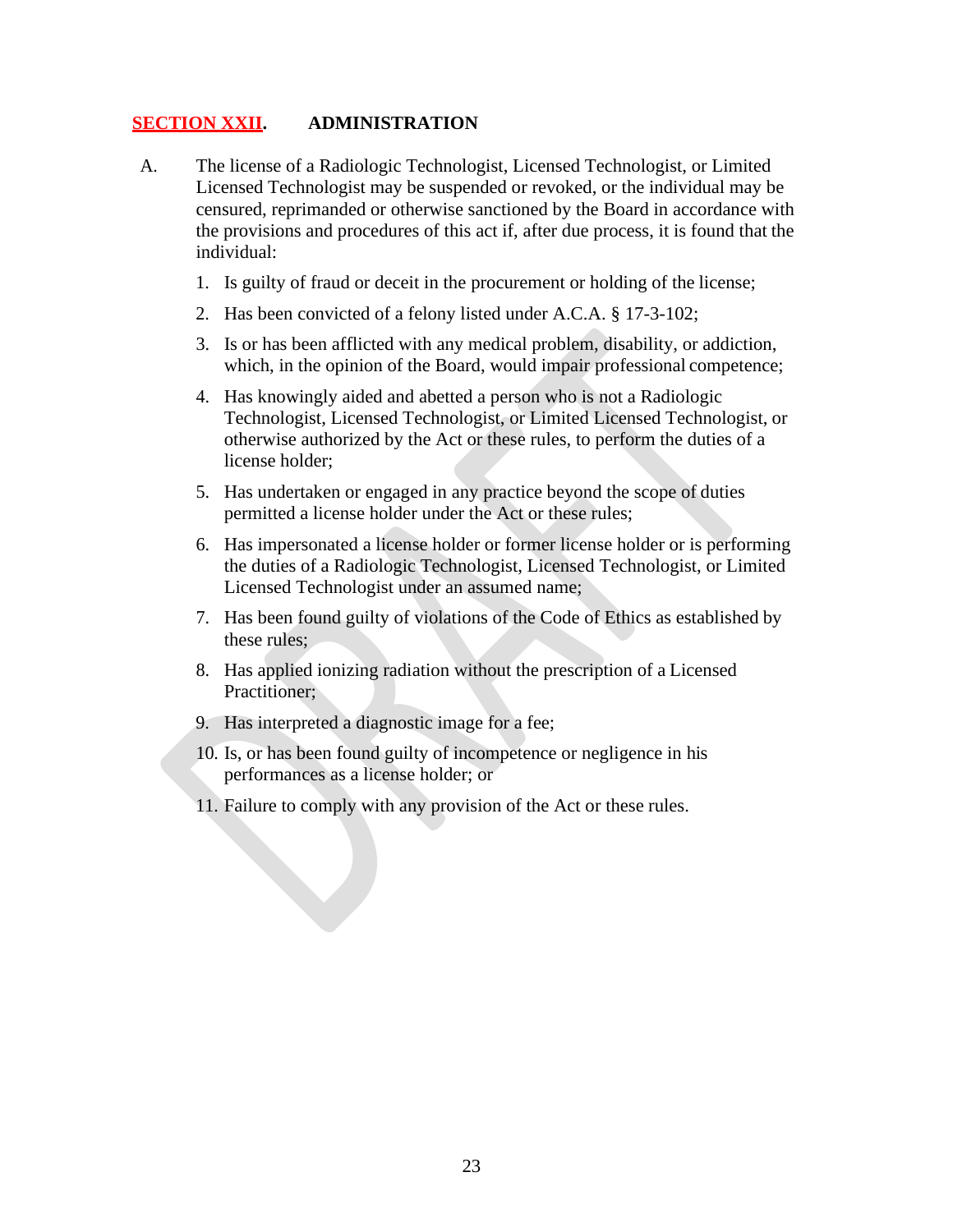## SECTION XXII. ADMINISTRATION

A. The license of a Radiologic Technologist, Licensed Technologist, or Limited Licensed Technologist may be suspended or revoked, or the individual may be censured, reprimanded or otherwise sanctioned by the Board in accordance with the provisions and procedures of this act if, after due process, it is found that the individual:

1. Is guilty of fraud or deceit in the procurement or holding of the license;
2. Has been convicted of a felony listed under A.C.A. § 17-3-102;
3. Is or has been afflicted with any medical problem, disability, or addiction, which, in the opinion of the Board, would impair professional competence;
4. Has knowingly aided and abetted a person who is not a Radiologic Technologist, Licensed Technologist, or Limited Licensed Technologist, or otherwise authorized by the Act or these rules, to perform the duties of a license holder;
5. Has undertaken or engaged in any practice beyond the scope of duties permitted a license holder under the Act or these rules;
6. Has impersonated a license holder or former license holder or is performing the duties of a Radiologic Technologist, Licensed Technologist, or Limited Licensed Technologist under an assumed name;
7. Has been found guilty of violations of the Code of Ethics as established by these rules;
8. Has applied ionizing radiation without the prescription of a Licensed Practitioner;
9. Has interpreted a diagnostic image for a fee;
10. Is, or has been found guilty of incompetence or negligence in his performances as a license holder; or
11. Failure to comply with any provision of the Act or these rules.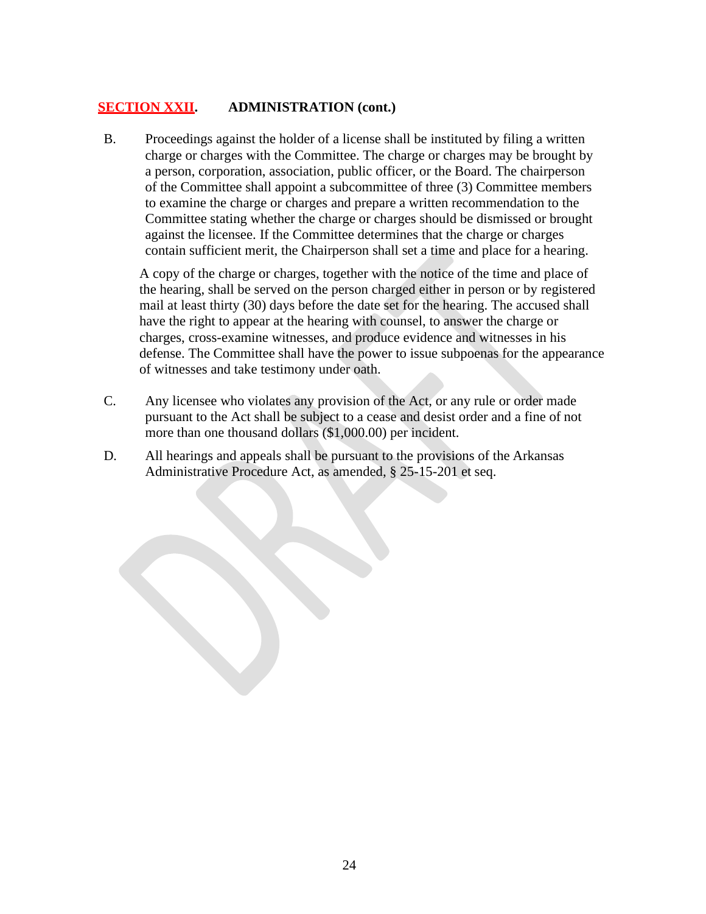## SECTION XXII. ADMINISTRATION (cont.)

B. Proceedings against the holder of a license shall be instituted by filing a written charge or charges with the Committee. The charge or charges may be brought by a person, corporation, association, public officer, or the Board. The chairperson of the Committee shall appoint a subcommittee of three (3) Committee members to examine the charge or charges and prepare a written recommendation to the Committee stating whether the charge or charges should be dismissed or brought against the licensee. If the Committee determines that the charge or charges contain sufficient merit, the Chairperson shall set a time and place for a hearing.

   A copy of the charge or charges, together with the notice of the time and place of the hearing, shall be served on the person charged either in person or by registered mail at least thirty (30) days before the date set for the hearing. The accused shall have the right to appear at the hearing with counsel, to answer the charge or charges, cross-examine witnesses, and produce evidence and witnesses in his defense. The Committee shall have the power to issue subpoenas for the appearance of witnesses and take testimony under oath.

C. Any licensee who violates any provision of the Act, or any rule or order made pursuant to the Act shall be subject to a cease and desist order and a fine of not more than one thousand dollars ($1,000.00) per incident.

D. All hearings and appeals shall be pursuant to the provisions of the Arkansas Administrative Procedure Act, as amended, § 25-15-201 et seq.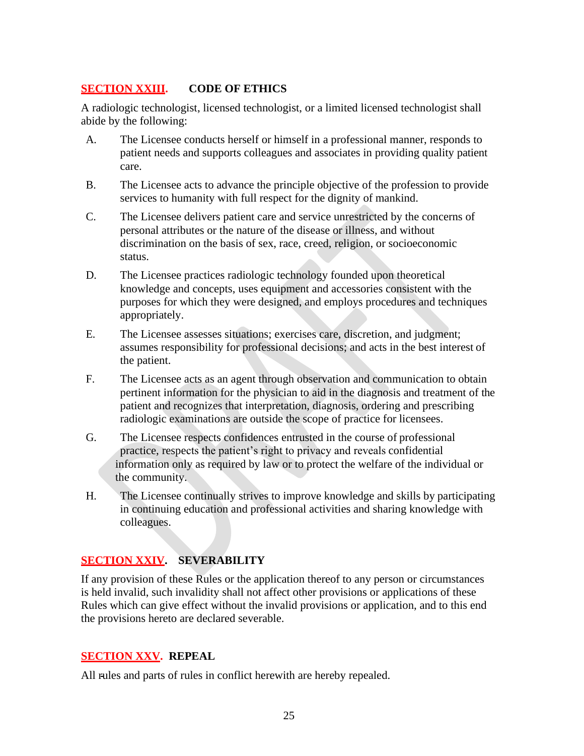## SECTION XXIII. CODE OF ETHICS

A radiologic technologist, licensed technologist, or a limited licensed technologist shall abide by the following:

A. The Licensee conducts herself or himself in a professional manner, responds to patient needs and supports colleagues and associates in providing quality patient care.

B. The Licensee acts to advance the principle objective of the profession to provide services to humanity with full respect for the dignity of mankind.

C. The Licensee delivers patient care and service unrestricted by the concerns of personal attributes or the nature of the disease or illness, and without discrimination on the basis of sex, race, creed, religion, or socioeconomic status.

D. The Licensee practices radiologic technology founded upon theoretical knowledge and concepts, uses equipment and accessories consistent with the purposes for which they were designed, and employs procedures and techniques appropriately.

E. The Licensee assesses situations; exercises care, discretion, and judgment; assumes responsibility for professional decisions; and acts in the best interest of the patient.

F. The Licensee acts as an agent through observation and communication to obtain pertinent information for the physician to aid in the diagnosis and treatment of the patient and recognizes that interpretation, diagnosis, ordering and prescribing radiologic examinations are outside the scope of practice for licensees.

G. The Licensee respects confidences entrusted in the course of professional practice, respects the patient's right to privacy and reveals confidential information only as required by law or to protect the welfare of the individual or the community.

H. The Licensee continually strives to improve knowledge and skills by participating in continuing education and professional activities and sharing knowledge with colleagues.

## SECTION XXIV. SEVERABILITY

If any provision of these Rules or the application thereof to any person or circumstances is held invalid, such invalidity shall not affect other provisions or applications of these Rules which can give effect without the invalid provisions or application, and to this end the provisions hereto are declared severable.

## SECTION XXV. REPEAL

All rules and parts of rules in conflict herewith are hereby repealed.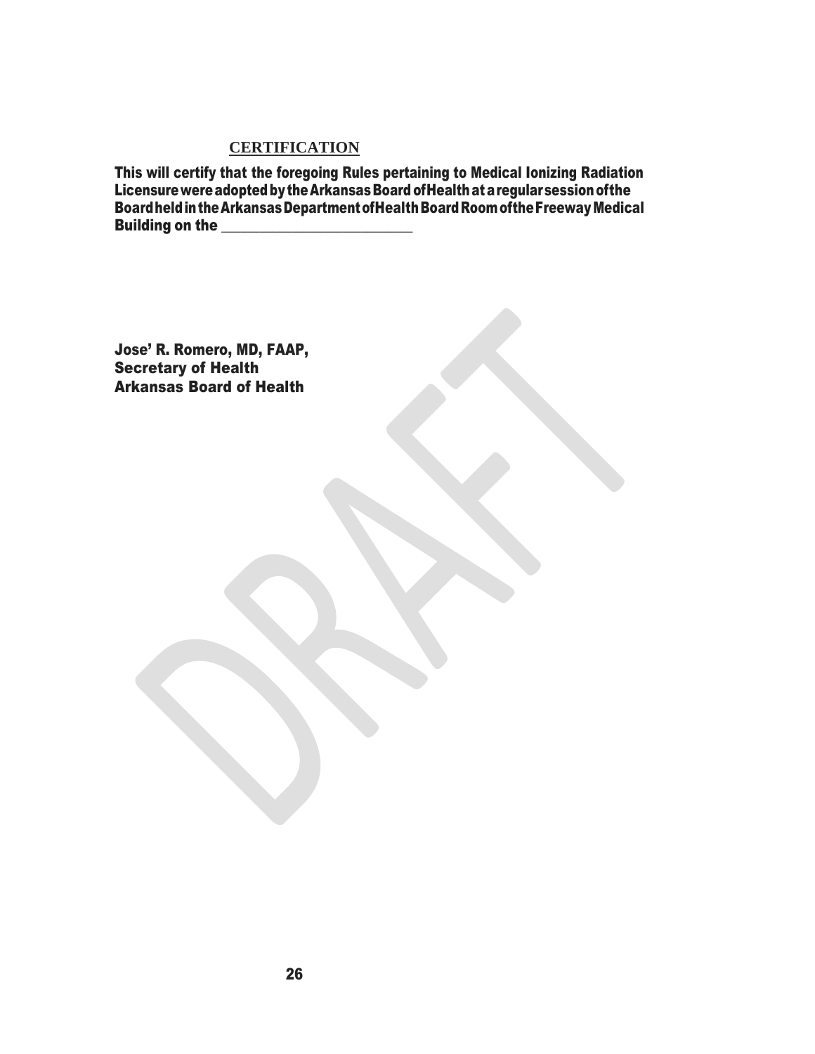## CERTIFICATION

**This will certify that the foregoing Rules pertaining to Medical Ionizing Radiation Licensure were adopted by the Arkansas Board of Health at a regular session of the Board held in the Arkansas Department of Health Board Room of the Freeway Medical Building on the \_\_\_\_\_\_\_\_\_\_\_\_\_\_\_\_\_\_\_\_\_\_\_\_\_\_**

**Jose' R. Romero, MD, FAAP,**
**Secretary of Health**
**Arkansas Board of Health**